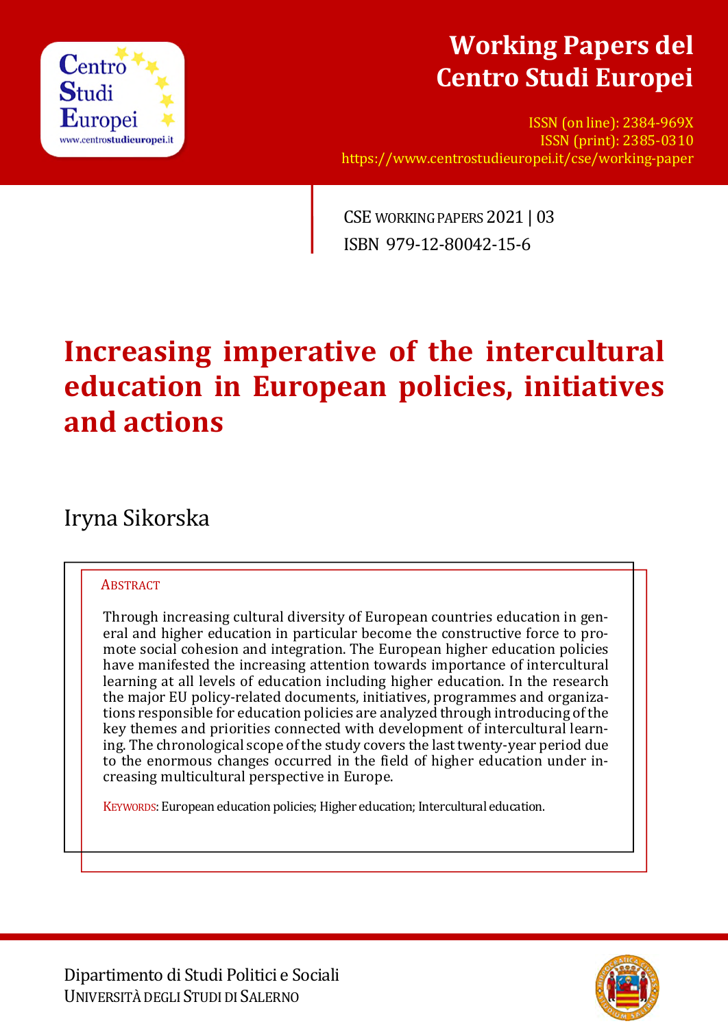# Working Papers del Centro Studi Europei

ISSN (on line): 2384-969X
ISSN (print): 2385-0310
https://www.centrostudieuropei.it/cse/working-paper

CSE WORKING PAPERS 2021 | 03
ISBN 979-12-80042-15-6

# Increasing imperative of the intercultural education in European policies, initiatives and actions

Iryna Sikorska

ABSTRACT

Through increasing cultural diversity of European countries education in general and higher education in particular become the constructive force to promote social cohesion and integration. The European higher education policies have manifested the increasing attention towards importance of intercultural learning at all levels of education including higher education. In the research the major EU policy-related documents, initiatives, programmes and organizations responsible for education policies are analyzed through introducing of the key themes and priorities connected with development of intercultural learning. The chronological scope of the study covers the last twenty-year period due to the enormous changes occurred in the field of higher education under increasing multicultural perspective in Europe.

KEYWORDS: European education policies; Higher education; Intercultural education.

Dipartimento di Studi Politici e Sociali
UNIVERSITÀ DEGLI STUDI DI SALERNO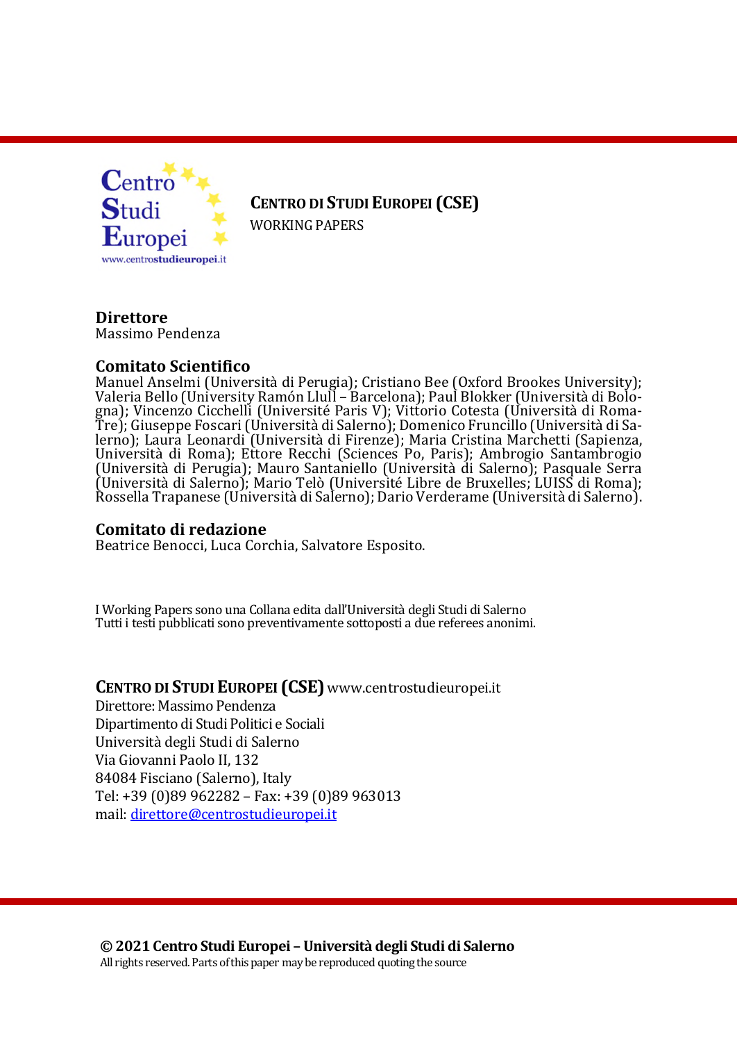Centro Studi Europei
www.centrostudieuropei.it

**CENTRO DI STUDI EUROPEI (CSE)**
WORKING PAPERS

## Direttore

Massimo Pendenza

## Comitato Scientifico

Manuel Anselmi (Università di Perugia); Cristiano Bee (Oxford Brookes University); Valeria Bello (University Ramón Llull – Barcelona); Paul Blokker (Università di Bologna); Vincenzo Cicchelli (Université Paris V); Vittorio Cotesta (Università di Roma-Tre); Giuseppe Foscari (Università di Salerno); Domenico Fruncillo (Università di Salerno); Laura Leonardi (Università di Firenze); Maria Cristina Marchetti (Sapienza, Università di Roma); Ettore Recchi (Sciences Po, Paris); Ambrogio Santambrogio (Università di Perugia); Mauro Santaniello (Università di Salerno); Pasquale Serra (Università di Salerno); Mario Telò (Université Libre de Bruxelles; LUISS di Roma); Rossella Trapanese (Università di Salerno); Dario Verderame (Università di Salerno).

## Comitato di redazione

Beatrice Benocci, Luca Corchia, Salvatore Esposito.

I Working Papers sono una Collana edita dall'Università degli Studi di Salerno
Tutti i testi pubblicati sono preventivamente sottoposti a due referees anonimi.

**CENTRO DI STUDI EUROPEI (CSE)** www.centrostudieuropei.it
Direttore: Massimo Pendenza
Dipartimento di Studi Politici e Sociali
Università degli Studi di Salerno
Via Giovanni Paolo II, 132
84084 Fisciano (Salerno), Italy
Tel: +39 (0)89 962282 – Fax: +39 (0)89 963013
mail: direttore@centrostudieuropei.it

**© 2021 Centro Studi Europei – Università degli Studi di Salerno**
All rights reserved. Parts of this paper may be reproduced quoting the source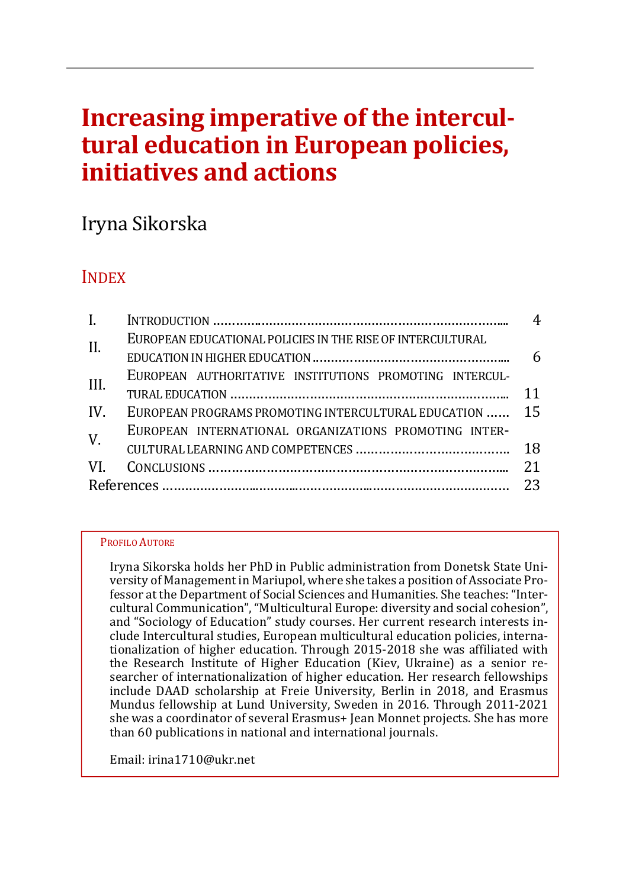# Increasing imperative of the intercultural education in European policies, initiatives and actions

Iryna Sikorska

## Index

| | | |
|---|---|---|
| I. | Introduction | 4 |
| II. | European educational policies in the rise of intercultural education in higher education | 6 |
| III. | European authoritative institutions promoting intercultural education | 11 |
| IV. | European programs promoting intercultural education | 15 |
| V. | European international organizations promoting intercultural learning and competences | 18 |
| VI. | Conclusions | 21 |
| References | | 23 |

**Profilo Autore**

Iryna Sikorska holds her PhD in Public administration from Donetsk State University of Management in Mariupol, where she takes a position of Associate Professor at the Department of Social Sciences and Humanities. She teaches: "Intercultural Communication", "Multicultural Europe: diversity and social cohesion", and "Sociology of Education" study courses. Her current research interests include Intercultural studies, European multicultural education policies, internationalization of higher education. Through 2015-2018 she was affiliated with the Research Institute of Higher Education (Kiev, Ukraine) as a senior researcher of internationalization of higher education. Her research fellowships include DAAD scholarship at Freie University, Berlin in 2018, and Erasmus Mundus fellowship at Lund University, Sweden in 2016. Through 2011-2021 she was a coordinator of several Erasmus+ Jean Monnet projects. She has more than 60 publications in national and international journals.

Email: irina1710@ukr.net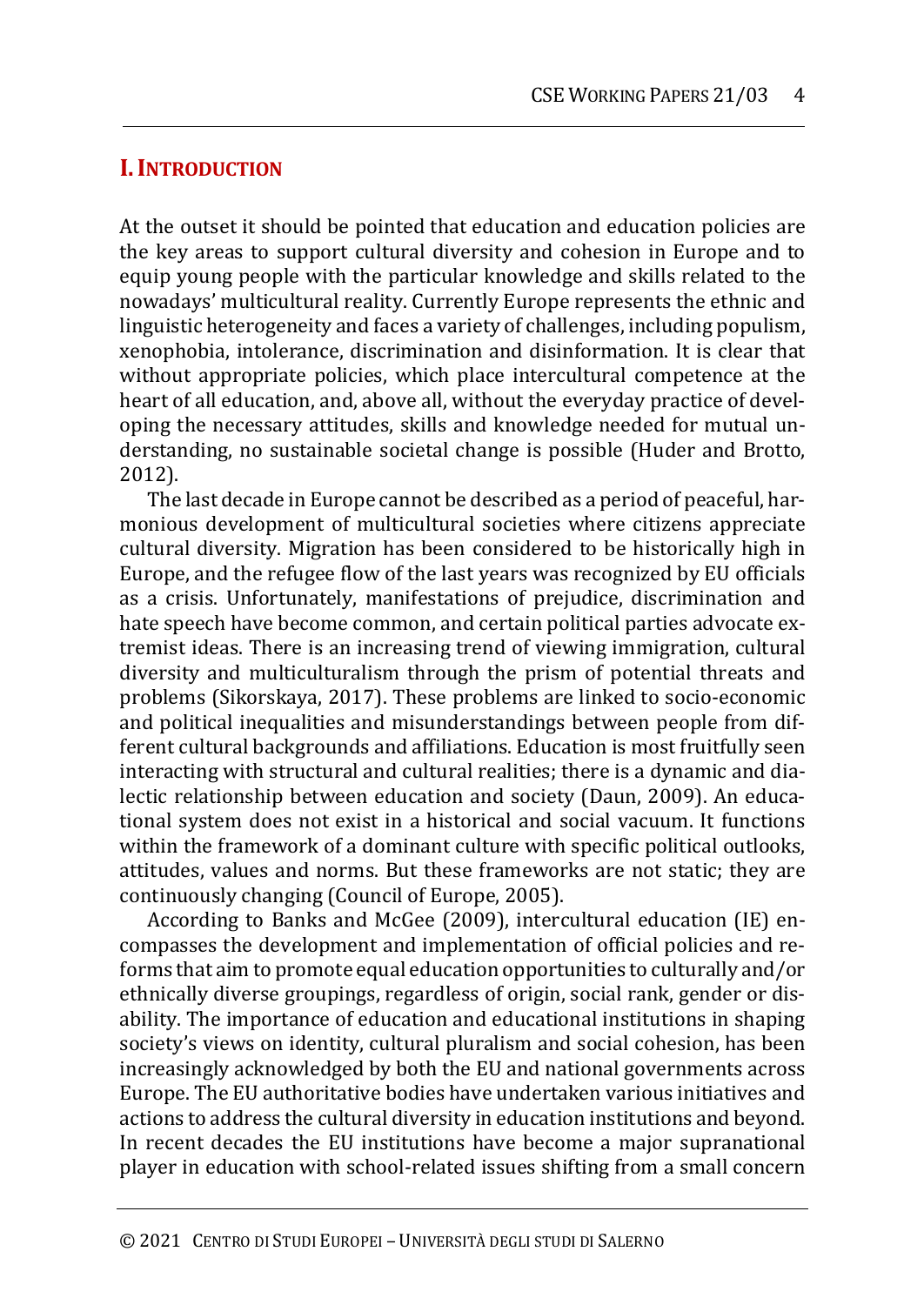## I. Introduction

At the outset it should be pointed that education and education policies are the key areas to support cultural diversity and cohesion in Europe and to equip young people with the particular knowledge and skills related to the nowadays' multicultural reality. Currently Europe represents the ethnic and linguistic heterogeneity and faces a variety of challenges, including populism, xenophobia, intolerance, discrimination and disinformation. It is clear that without appropriate policies, which place intercultural competence at the heart of all education, and, above all, without the everyday practice of developing the necessary attitudes, skills and knowledge needed for mutual understanding, no sustainable societal change is possible (Huder and Brotto, 2012).

The last decade in Europe cannot be described as a period of peaceful, harmonious development of multicultural societies where citizens appreciate cultural diversity. Migration has been considered to be historically high in Europe, and the refugee flow of the last years was recognized by EU officials as a crisis. Unfortunately, manifestations of prejudice, discrimination and hate speech have become common, and certain political parties advocate extremist ideas. There is an increasing trend of viewing immigration, cultural diversity and multiculturalism through the prism of potential threats and problems (Sikorskaya, 2017). These problems are linked to socio-economic and political inequalities and misunderstandings between people from different cultural backgrounds and affiliations. Education is most fruitfully seen interacting with structural and cultural realities; there is a dynamic and dialectic relationship between education and society (Daun, 2009). An educational system does not exist in a historical and social vacuum. It functions within the framework of a dominant culture with specific political outlooks, attitudes, values and norms. But these frameworks are not static; they are continuously changing (Council of Europe, 2005).

According to Banks and McGee (2009), intercultural education (IE) encompasses the development and implementation of official policies and reforms that aim to promote equal education opportunities to culturally and/or ethnically diverse groupings, regardless of origin, social rank, gender or disability. The importance of education and educational institutions in shaping society's views on identity, cultural pluralism and social cohesion, has been increasingly acknowledged by both the EU and national governments across Europe. The EU authoritative bodies have undertaken various initiatives and actions to address the cultural diversity in education institutions and beyond. In recent decades the EU institutions have become a major supranational player in education with school-related issues shifting from a small concern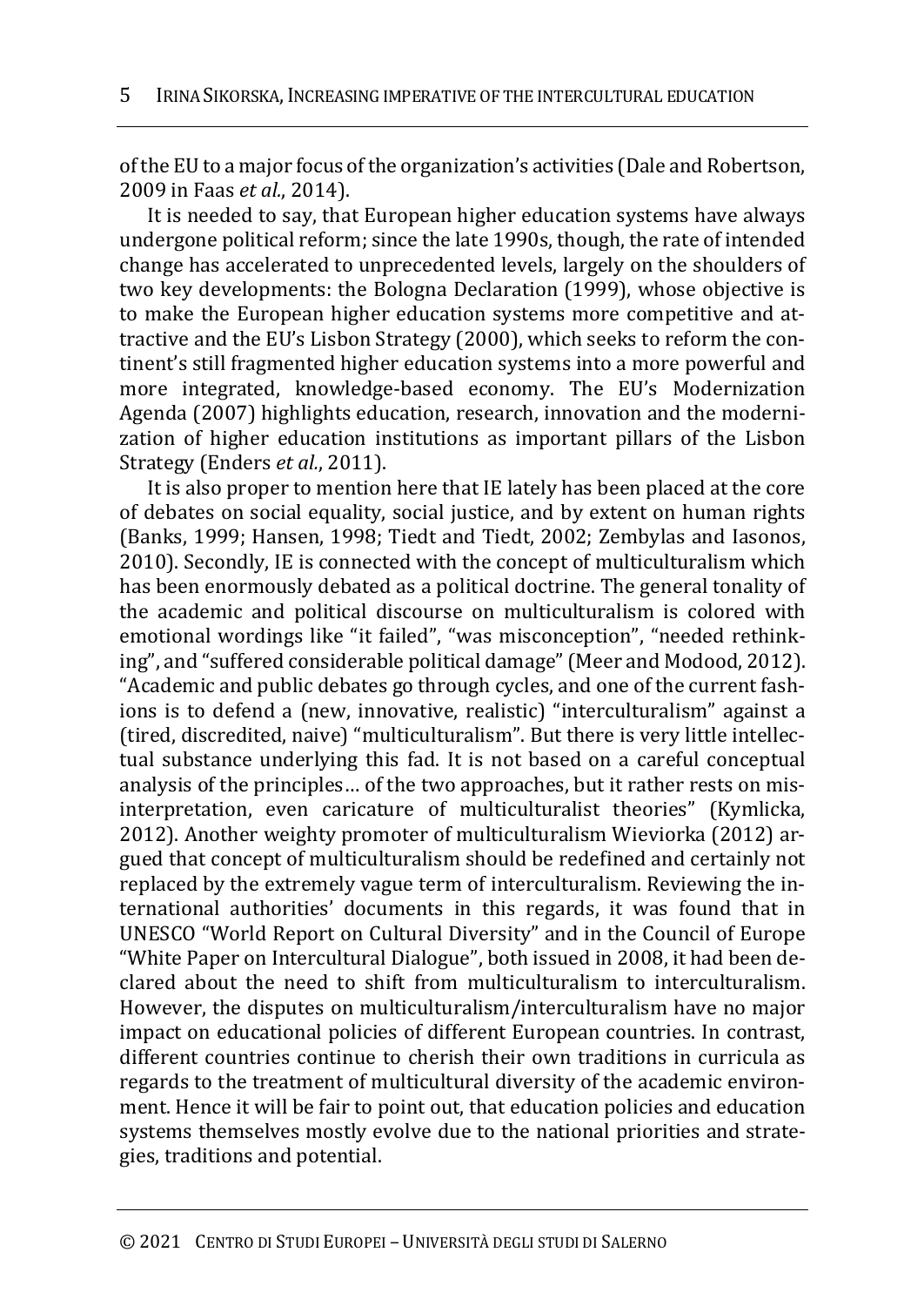of the EU to a major focus of the organization's activities (Dale and Robertson, 2009 in Faas *et al.*, 2014).

It is needed to say, that European higher education systems have always undergone political reform; since the late 1990s, though, the rate of intended change has accelerated to unprecedented levels, largely on the shoulders of two key developments: the Bologna Declaration (1999), whose objective is to make the European higher education systems more competitive and attractive and the EU's Lisbon Strategy (2000), which seeks to reform the continent's still fragmented higher education systems into a more powerful and more integrated, knowledge-based economy. The EU's Modernization Agenda (2007) highlights education, research, innovation and the modernization of higher education institutions as important pillars of the Lisbon Strategy (Enders *et al.*, 2011).

It is also proper to mention here that IE lately has been placed at the core of debates on social equality, social justice, and by extent on human rights (Banks, 1999; Hansen, 1998; Tiedt and Tiedt, 2002; Zembylas and Iasonos, 2010). Secondly, IE is connected with the concept of multiculturalism which has been enormously debated as a political doctrine. The general tonality of the academic and political discourse on multiculturalism is colored with emotional wordings like "it failed", "was misconception", "needed rethinking", and "suffered considerable political damage" (Meer and Modood, 2012). "Academic and public debates go through cycles, and one of the current fashions is to defend a (new, innovative, realistic) "interculturalism" against a (tired, discredited, naive) "multiculturalism". But there is very little intellectual substance underlying this fad. It is not based on a careful conceptual analysis of the principles… of the two approaches, but it rather rests on misinterpretation, even caricature of multiculturalist theories" (Kymlicka, 2012). Another weighty promoter of multiculturalism Wieviorka (2012) argued that concept of multiculturalism should be redefined and certainly not replaced by the extremely vague term of interculturalism. Reviewing the international authorities' documents in this regards, it was found that in UNESCO "World Report on Cultural Diversity" and in the Council of Europe "White Paper on Intercultural Dialogue", both issued in 2008, it had been declared about the need to shift from multiculturalism to interculturalism. However, the disputes on multiculturalism/interculturalism have no major impact on educational policies of different European countries. In contrast, different countries continue to cherish their own traditions in curricula as regards to the treatment of multicultural diversity of the academic environment. Hence it will be fair to point out, that education policies and education systems themselves mostly evolve due to the national priorities and strategies, traditions and potential.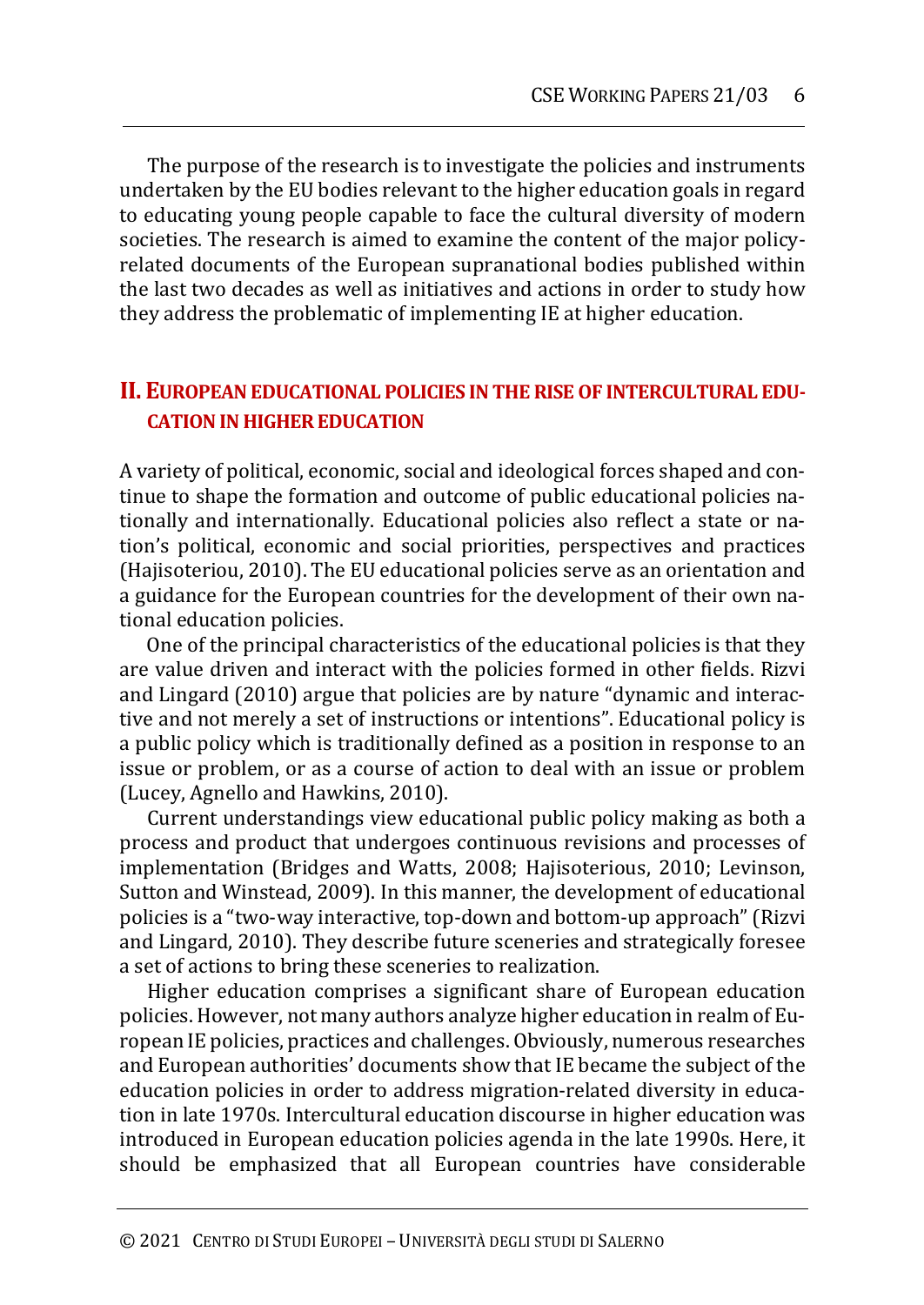The purpose of the research is to investigate the policies and instruments undertaken by the EU bodies relevant to the higher education goals in regard to educating young people capable to face the cultural diversity of modern societies. The research is aimed to examine the content of the major policy-related documents of the European supranational bodies published within the last two decades as well as initiatives and actions in order to study how they address the problematic of implementing IE at higher education.

## II. European educational policies in the rise of intercultural education in higher education

A variety of political, economic, social and ideological forces shaped and continue to shape the formation and outcome of public educational policies nationally and internationally. Educational policies also reflect a state or nation's political, economic and social priorities, perspectives and practices (Hajisoteriou, 2010). The EU educational policies serve as an orientation and a guidance for the European countries for the development of their own national education policies.

One of the principal characteristics of the educational policies is that they are value driven and interact with the policies formed in other fields. Rizvi and Lingard (2010) argue that policies are by nature "dynamic and interactive and not merely a set of instructions or intentions". Educational policy is a public policy which is traditionally defined as a position in response to an issue or problem, or as a course of action to deal with an issue or problem (Lucey, Agnello and Hawkins, 2010).

Current understandings view educational public policy making as both a process and product that undergoes continuous revisions and processes of implementation (Bridges and Watts, 2008; Hajisoterious, 2010; Levinson, Sutton and Winstead, 2009). In this manner, the development of educational policies is a "two-way interactive, top-down and bottom-up approach" (Rizvi and Lingard, 2010). They describe future sceneries and strategically foresee a set of actions to bring these sceneries to realization.

Higher education comprises a significant share of European education policies. However, not many authors analyze higher education in realm of European IE policies, practices and challenges. Obviously, numerous researches and European authorities' documents show that IE became the subject of the education policies in order to address migration-related diversity in education in late 1970s. Intercultural education discourse in higher education was introduced in European education policies agenda in the late 1990s. Here, it should be emphasized that all European countries have considerable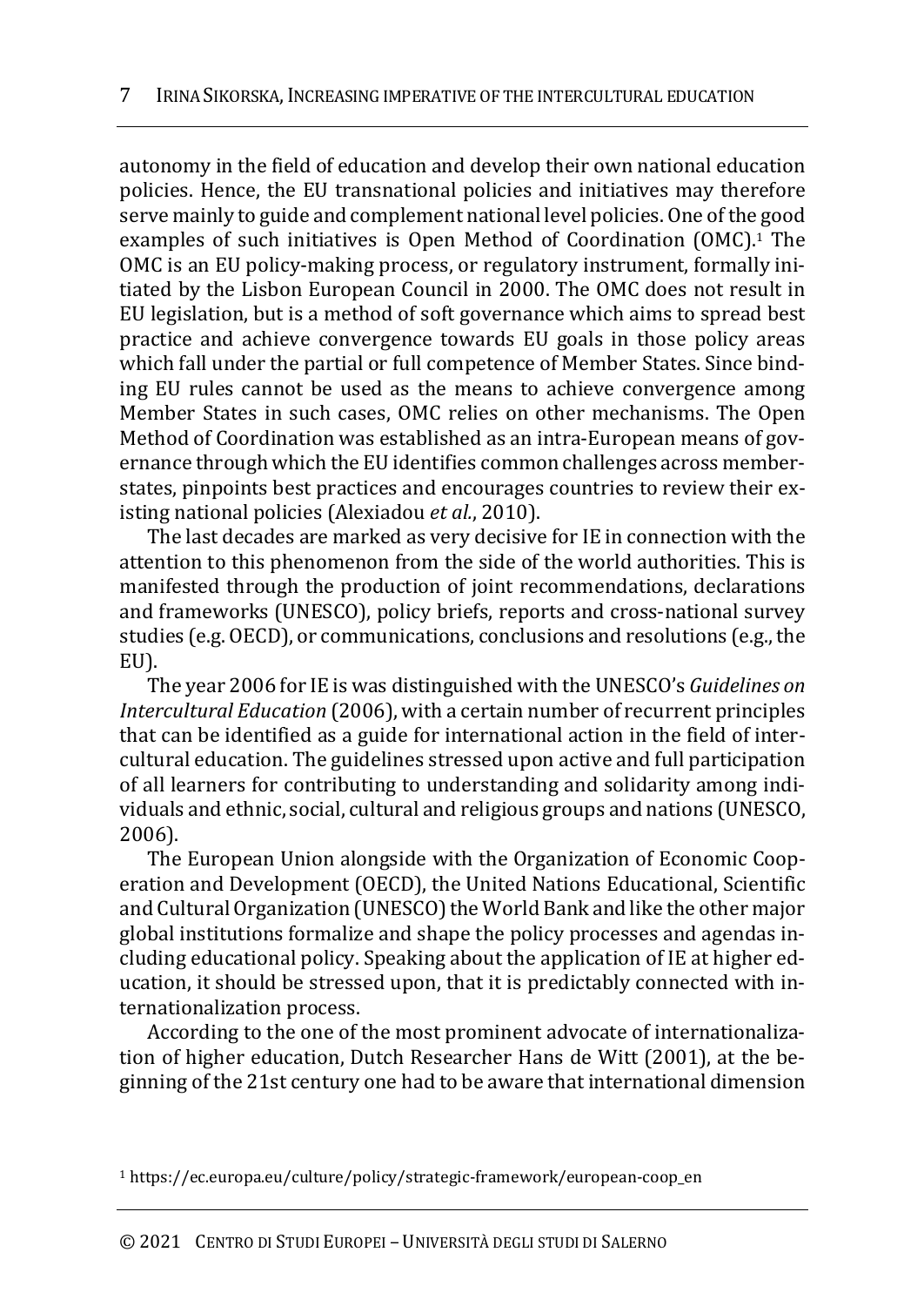autonomy in the field of education and develop their own national education policies. Hence, the EU transnational policies and initiatives may therefore serve mainly to guide and complement national level policies. One of the good examples of such initiatives is Open Method of Coordination (OMC).[1] The OMC is an EU policy-making process, or regulatory instrument, formally initiated by the Lisbon European Council in 2000. The OMC does not result in EU legislation, but is a method of soft governance which aims to spread best practice and achieve convergence towards EU goals in those policy areas which fall under the partial or full competence of Member States. Since binding EU rules cannot be used as the means to achieve convergence among Member States in such cases, OMC relies on other mechanisms. The Open Method of Coordination was established as an intra-European means of governance through which the EU identifies common challenges across member-states, pinpoints best practices and encourages countries to review their existing national policies (Alexiadou *et al.*, 2010).

The last decades are marked as very decisive for IE in connection with the attention to this phenomenon from the side of the world authorities. This is manifested through the production of joint recommendations, declarations and frameworks (UNESCO), policy briefs, reports and cross-national survey studies (e.g. OECD), or communications, conclusions and resolutions (e.g., the EU).

The year 2006 for IE is was distinguished with the UNESCO's *Guidelines on Intercultural Education* (2006), with a certain number of recurrent principles that can be identified as a guide for international action in the field of intercultural education. The guidelines stressed upon active and full participation of all learners for contributing to understanding and solidarity among individuals and ethnic, social, cultural and religious groups and nations (UNESCO, 2006).

The European Union alongside with the Organization of Economic Cooperation and Development (OECD), the United Nations Educational, Scientific and Cultural Organization (UNESCO) the World Bank and like the other major global institutions formalize and shape the policy processes and agendas including educational policy. Speaking about the application of IE at higher education, it should be stressed upon, that it is predictably connected with internationalization process.

According to the one of the most prominent advocate of internationalization of higher education, Dutch Researcher Hans de Witt (2001), at the beginning of the 21st century one had to be aware that international dimension

[1] https://ec.europa.eu/culture/policy/strategic-framework/european-coop_en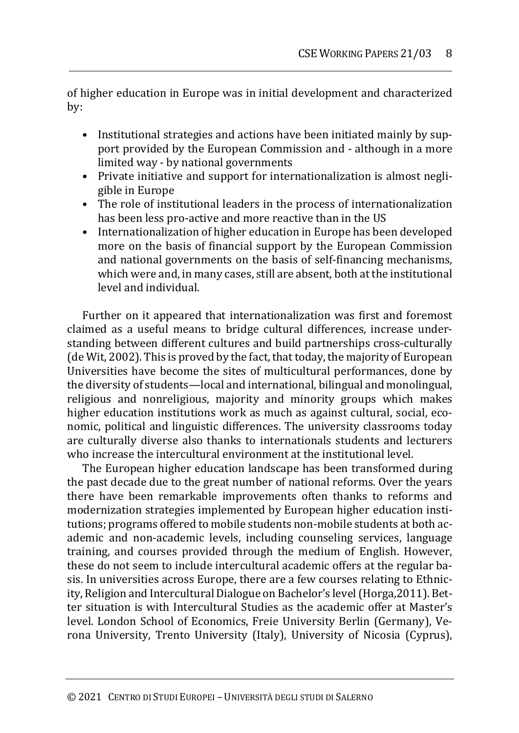of higher education in Europe was in initial development and characterized by:

- Institutional strategies and actions have been initiated mainly by support provided by the European Commission and - although in a more limited way - by national governments
- Private initiative and support for internationalization is almost negligible in Europe
- The role of institutional leaders in the process of internationalization has been less pro-active and more reactive than in the US
- Internationalization of higher education in Europe has been developed more on the basis of financial support by the European Commission and national governments on the basis of self-financing mechanisms, which were and, in many cases, still are absent, both at the institutional level and individual.

Further on it appeared that internationalization was first and foremost claimed as a useful means to bridge cultural differences, increase understanding between different cultures and build partnerships cross-culturally (de Wit, 2002). This is proved by the fact, that today, the majority of European Universities have become the sites of multicultural performances, done by the diversity of students—local and international, bilingual and monolingual, religious and nonreligious, majority and minority groups which makes higher education institutions work as much as against cultural, social, economic, political and linguistic differences. The university classrooms today are culturally diverse also thanks to internationals students and lecturers who increase the intercultural environment at the institutional level.

The European higher education landscape has been transformed during the past decade due to the great number of national reforms. Over the years there have been remarkable improvements often thanks to reforms and modernization strategies implemented by European higher education institutions; programs offered to mobile students non-mobile students at both academic and non-academic levels, including counseling services, language training, and courses provided through the medium of English. However, these do not seem to include intercultural academic offers at the regular basis. In universities across Europe, there are a few courses relating to Ethnicity, Religion and Intercultural Dialogue on Bachelor's level (Horga,2011). Better situation is with Intercultural Studies as the academic offer at Master's level. London School of Economics, Freie University Berlin (Germany), Verona University, Trento University (Italy), University of Nicosia (Cyprus),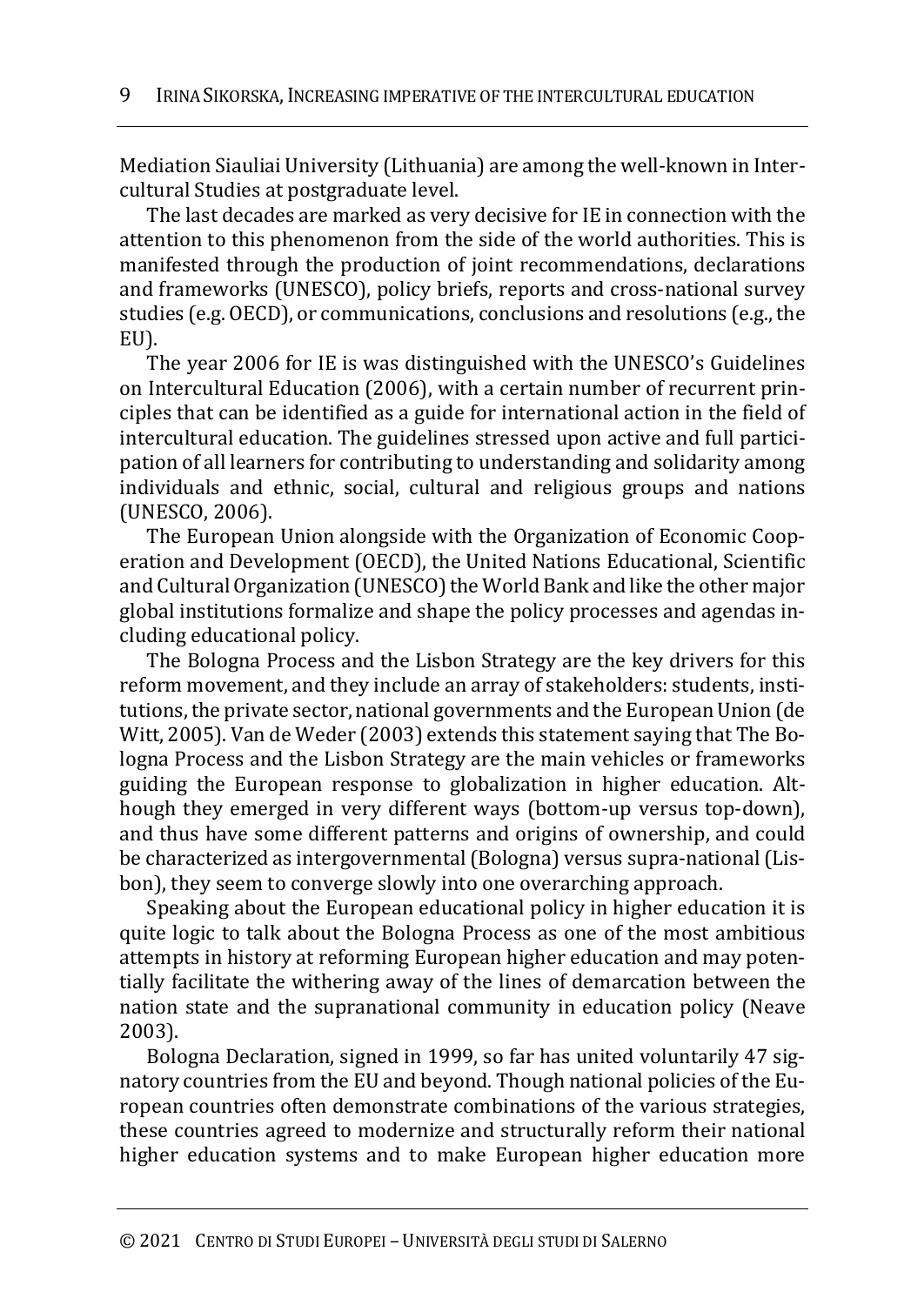Mediation Siauliai University (Lithuania) are among the well-known in Intercultural Studies at postgraduate level.

The last decades are marked as very decisive for IE in connection with the attention to this phenomenon from the side of the world authorities. This is manifested through the production of joint recommendations, declarations and frameworks (UNESCO), policy briefs, reports and cross-national survey studies (e.g. OECD), or communications, conclusions and resolutions (e.g., the EU).

The year 2006 for IE is was distinguished with the UNESCO's Guidelines on Intercultural Education (2006), with a certain number of recurrent principles that can be identified as a guide for international action in the field of intercultural education. The guidelines stressed upon active and full participation of all learners for contributing to understanding and solidarity among individuals and ethnic, social, cultural and religious groups and nations (UNESCO, 2006).

The European Union alongside with the Organization of Economic Cooperation and Development (OECD), the United Nations Educational, Scientific and Cultural Organization (UNESCO) the World Bank and like the other major global institutions formalize and shape the policy processes and agendas including educational policy.

The Bologna Process and the Lisbon Strategy are the key drivers for this reform movement, and they include an array of stakeholders: students, institutions, the private sector, national governments and the European Union (de Witt, 2005). Van de Weder (2003) extends this statement saying that The Bologna Process and the Lisbon Strategy are the main vehicles or frameworks guiding the European response to globalization in higher education. Although they emerged in very different ways (bottom-up versus top-down), and thus have some different patterns and origins of ownership, and could be characterized as intergovernmental (Bologna) versus supra-national (Lisbon), they seem to converge slowly into one overarching approach.

Speaking about the European educational policy in higher education it is quite logic to talk about the Bologna Process as one of the most ambitious attempts in history at reforming European higher education and may potentially facilitate the withering away of the lines of demarcation between the nation state and the supranational community in education policy (Neave 2003).

Bologna Declaration, signed in 1999, so far has united voluntarily 47 signatory countries from the EU and beyond. Though national policies of the European countries often demonstrate combinations of the various strategies, these countries agreed to modernize and structurally reform their national higher education systems and to make European higher education more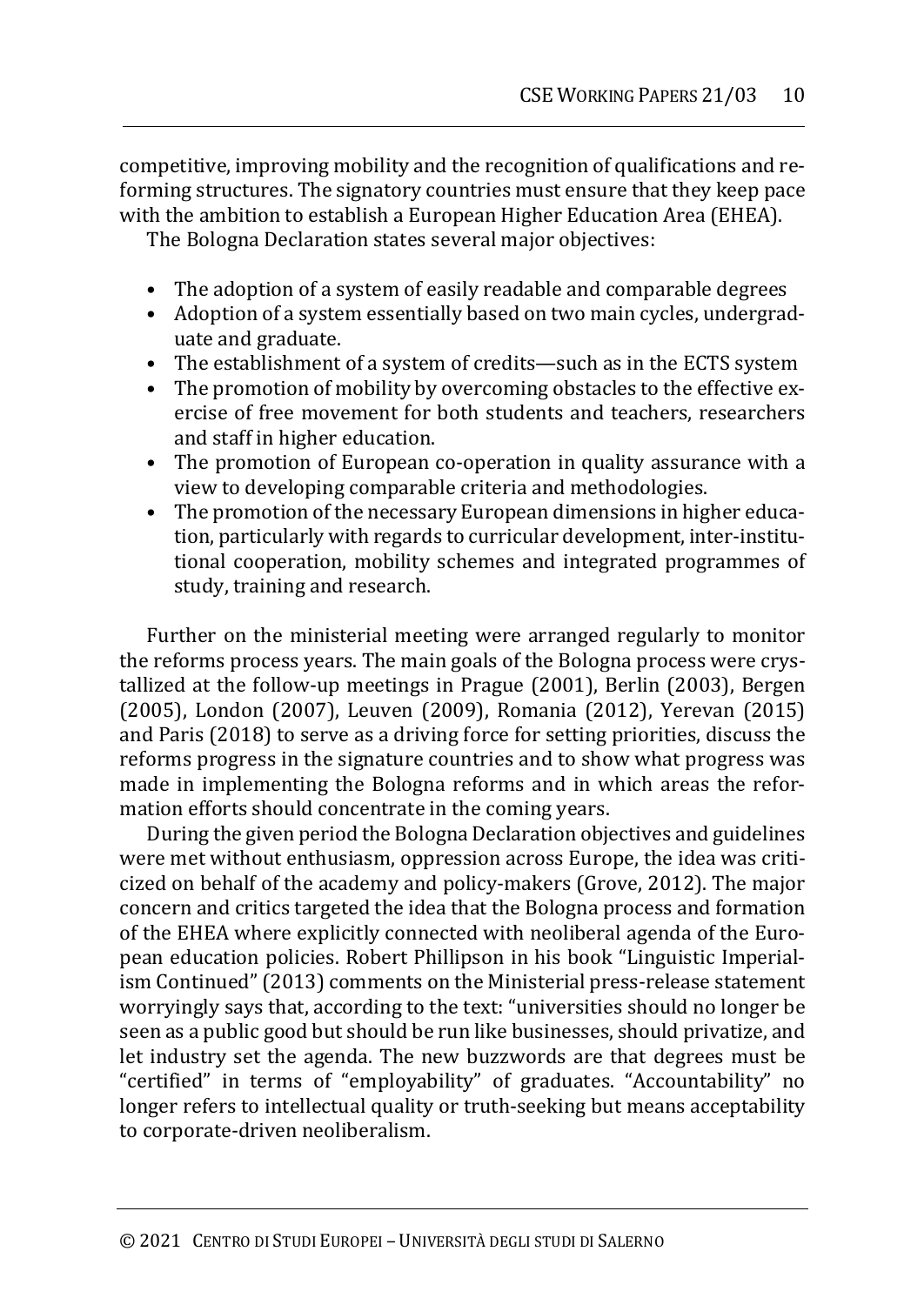competitive, improving mobility and the recognition of qualifications and reforming structures. The signatory countries must ensure that they keep pace with the ambition to establish a European Higher Education Area (EHEA).

The Bologna Declaration states several major objectives:

- The adoption of a system of easily readable and comparable degrees
- Adoption of a system essentially based on two main cycles, undergraduate and graduate.
- The establishment of a system of credits—such as in the ECTS system
- The promotion of mobility by overcoming obstacles to the effective exercise of free movement for both students and teachers, researchers and staff in higher education.
- The promotion of European co-operation in quality assurance with a view to developing comparable criteria and methodologies.
- The promotion of the necessary European dimensions in higher education, particularly with regards to curricular development, inter-institutional cooperation, mobility schemes and integrated programmes of study, training and research.

Further on the ministerial meeting were arranged regularly to monitor the reforms process years. The main goals of the Bologna process were crystallized at the follow-up meetings in Prague (2001), Berlin (2003), Bergen (2005), London (2007), Leuven (2009), Romania (2012), Yerevan (2015) and Paris (2018) to serve as a driving force for setting priorities, discuss the reforms progress in the signature countries and to show what progress was made in implementing the Bologna reforms and in which areas the reformation efforts should concentrate in the coming years.

During the given period the Bologna Declaration objectives and guidelines were met without enthusiasm, oppression across Europe, the idea was criticized on behalf of the academy and policy-makers (Grove, 2012). The major concern and critics targeted the idea that the Bologna process and formation of the EHEA where explicitly connected with neoliberal agenda of the European education policies. Robert Phillipson in his book "Linguistic Imperialism Continued" (2013) comments on the Ministerial press-release statement worryingly says that, according to the text: "universities should no longer be seen as a public good but should be run like businesses, should privatize, and let industry set the agenda. The new buzzwords are that degrees must be "certified" in terms of "employability" of graduates. "Accountability" no longer refers to intellectual quality or truth-seeking but means acceptability to corporate-driven neoliberalism.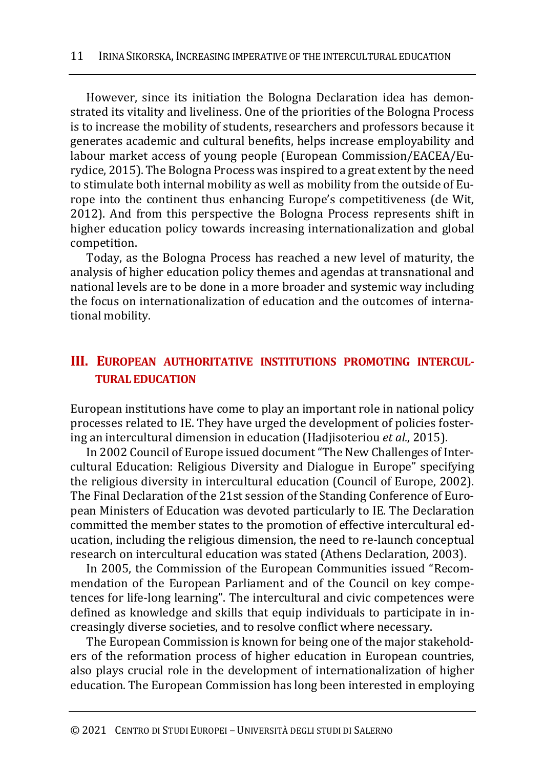However, since its initiation the Bologna Declaration idea has demonstrated its vitality and liveliness. One of the priorities of the Bologna Process is to increase the mobility of students, researchers and professors because it generates academic and cultural benefits, helps increase employability and labour market access of young people (European Commission/EACEA/Eurydice, 2015). The Bologna Process was inspired to a great extent by the need to stimulate both internal mobility as well as mobility from the outside of Europe into the continent thus enhancing Europe's competitiveness (de Wit, 2012). And from this perspective the Bologna Process represents shift in higher education policy towards increasing internationalization and global competition.

Today, as the Bologna Process has reached a new level of maturity, the analysis of higher education policy themes and agendas at transnational and national levels are to be done in a more broader and systemic way including the focus on internationalization of education and the outcomes of international mobility.

## III. European authoritative institutions promoting intercultural education

European institutions have come to play an important role in national policy processes related to IE. They have urged the development of policies fostering an intercultural dimension in education (Hadjisoteriou *et al.*, 2015).

In 2002 Council of Europe issued document "The New Challenges of Intercultural Education: Religious Diversity and Dialogue in Europe" specifying the religious diversity in intercultural education (Council of Europe, 2002). The Final Declaration of the 21st session of the Standing Conference of European Ministers of Education was devoted particularly to IE. The Declaration committed the member states to the promotion of effective intercultural education, including the religious dimension, the need to re-launch conceptual research on intercultural education was stated (Athens Declaration, 2003).

In 2005, the Commission of the European Communities issued "Recommendation of the European Parliament and of the Council on key competences for life-long learning". The intercultural and civic competences were defined as knowledge and skills that equip individuals to participate in increasingly diverse societies, and to resolve conflict where necessary.

The European Commission is known for being one of the major stakeholders of the reformation process of higher education in European countries, also plays crucial role in the development of internationalization of higher education. The European Commission has long been interested in employing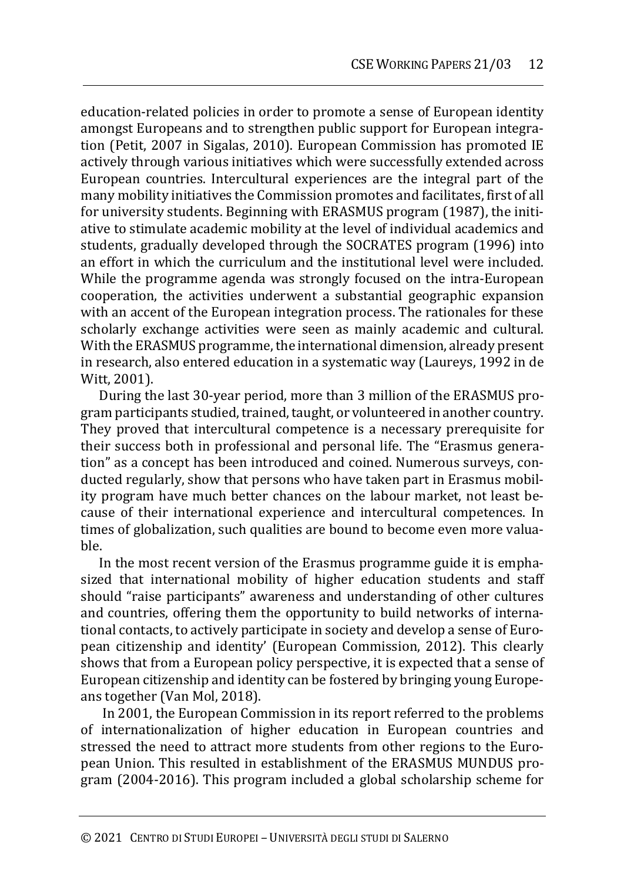education-related policies in order to promote a sense of European identity amongst Europeans and to strengthen public support for European integration (Petit, 2007 in Sigalas, 2010). European Commission has promoted IE actively through various initiatives which were successfully extended across European countries. Intercultural experiences are the integral part of the many mobility initiatives the Commission promotes and facilitates, first of all for university students. Beginning with ERASMUS program (1987), the initiative to stimulate academic mobility at the level of individual academics and students, gradually developed through the SOCRATES program (1996) into an effort in which the curriculum and the institutional level were included. While the programme agenda was strongly focused on the intra-European cooperation, the activities underwent a substantial geographic expansion with an accent of the European integration process. The rationales for these scholarly exchange activities were seen as mainly academic and cultural. With the ERASMUS programme, the international dimension, already present in research, also entered education in a systematic way (Laureys, 1992 in de Witt, 2001).

During the last 30-year period, more than 3 million of the ERASMUS program participants studied, trained, taught, or volunteered in another country. They proved that intercultural competence is a necessary prerequisite for their success both in professional and personal life. The "Erasmus generation" as a concept has been introduced and coined. Numerous surveys, conducted regularly, show that persons who have taken part in Erasmus mobility program have much better chances on the labour market, not least because of their international experience and intercultural competences. In times of globalization, such qualities are bound to become even more valuable.

In the most recent version of the Erasmus programme guide it is emphasized that international mobility of higher education students and staff should "raise participants" awareness and understanding of other cultures and countries, offering them the opportunity to build networks of international contacts, to actively participate in society and develop a sense of European citizenship and identity' (European Commission, 2012). This clearly shows that from a European policy perspective, it is expected that a sense of European citizenship and identity can be fostered by bringing young Europeans together (Van Mol, 2018).

In 2001, the European Commission in its report referred to the problems of internationalization of higher education in European countries and stressed the need to attract more students from other regions to the European Union. This resulted in establishment of the ERASMUS MUNDUS program (2004-2016). This program included a global scholarship scheme for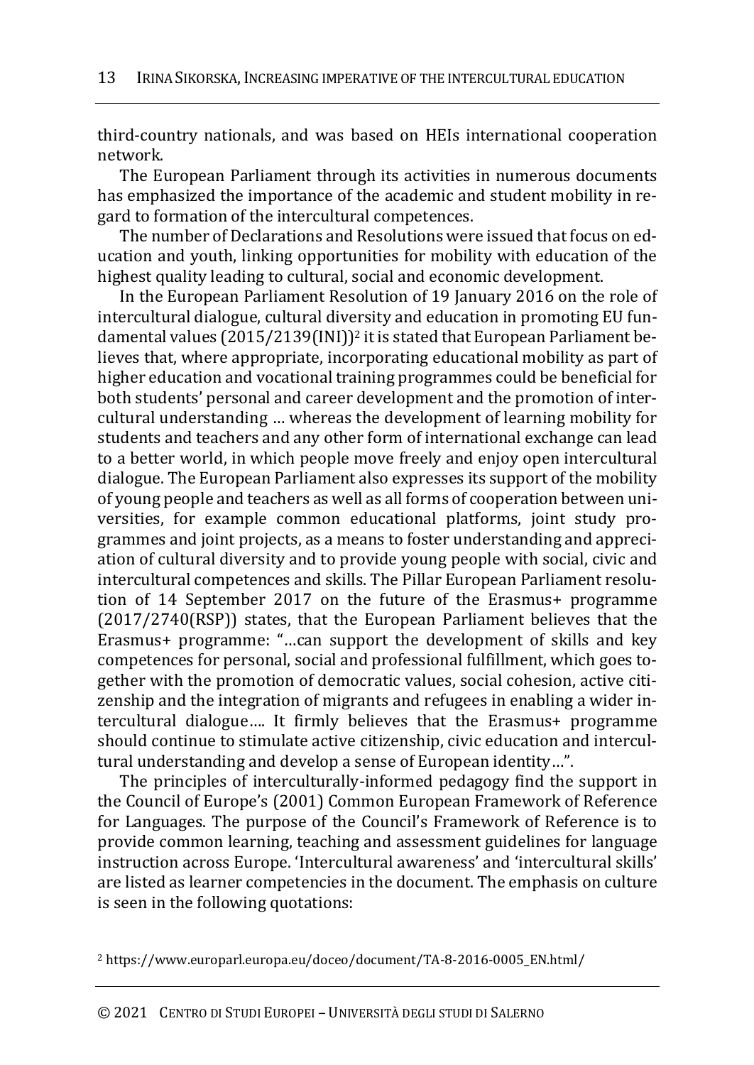third-country nationals, and was based on HEIs international cooperation network.

The European Parliament through its activities in numerous documents has emphasized the importance of the academic and student mobility in regard to formation of the intercultural competences.

The number of Declarations and Resolutions were issued that focus on education and youth, linking opportunities for mobility with education of the highest quality leading to cultural, social and economic development.

In the European Parliament Resolution of 19 January 2016 on the role of intercultural dialogue, cultural diversity and education in promoting EU fundamental values (2015/2139(INI))[2] it is stated that European Parliament believes that, where appropriate, incorporating educational mobility as part of higher education and vocational training programmes could be beneficial for both students' personal and career development and the promotion of intercultural understanding … whereas the development of learning mobility for students and teachers and any other form of international exchange can lead to a better world, in which people move freely and enjoy open intercultural dialogue. The European Parliament also expresses its support of the mobility of young people and teachers as well as all forms of cooperation between universities, for example common educational platforms, joint study programmes and joint projects, as a means to foster understanding and appreciation of cultural diversity and to provide young people with social, civic and intercultural competences and skills. The Pillar European Parliament resolution of 14 September 2017 on the future of the Erasmus+ programme (2017/2740(RSP)) states, that the European Parliament believes that the Erasmus+ programme: "…can support the development of skills and key competences for personal, social and professional fulfillment, which goes together with the promotion of democratic values, social cohesion, active citizenship and the integration of migrants and refugees in enabling a wider intercultural dialogue…. It firmly believes that the Erasmus+ programme should continue to stimulate active citizenship, civic education and intercultural understanding and develop a sense of European identity…".

The principles of interculturally-informed pedagogy find the support in the Council of Europe's (2001) Common European Framework of Reference for Languages. The purpose of the Council's Framework of Reference is to provide common learning, teaching and assessment guidelines for language instruction across Europe. 'Intercultural awareness' and 'intercultural skills' are listed as learner competencies in the document. The emphasis on culture is seen in the following quotations:

[2] https://www.europarl.europa.eu/doceo/document/TA-8-2016-0005_EN.html/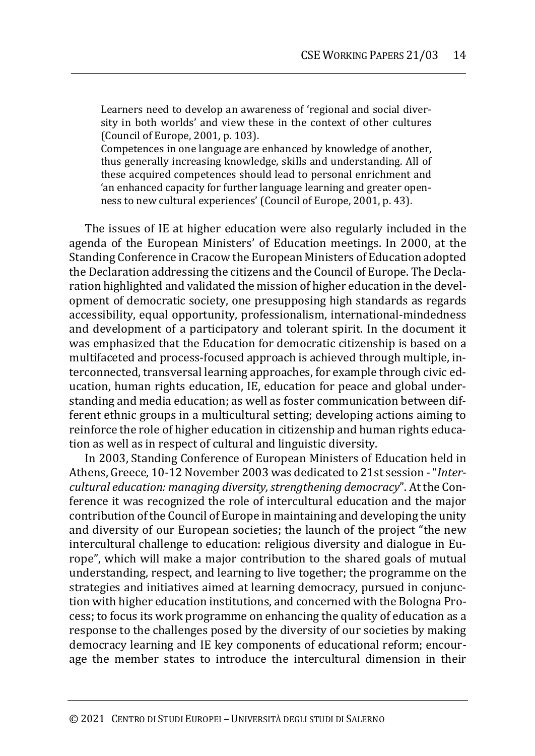> Learners need to develop an awareness of 'regional and social diversity in both worlds' and view these in the context of other cultures (Council of Europe, 2001, p. 103).
> Competences in one language are enhanced by knowledge of another, thus generally increasing knowledge, skills and understanding. All of these acquired competences should lead to personal enrichment and 'an enhanced capacity for further language learning and greater openness to new cultural experiences' (Council of Europe, 2001, p. 43).

The issues of IE at higher education were also regularly included in the agenda of the European Ministers' of Education meetings. In 2000, at the Standing Conference in Cracow the European Ministers of Education adopted the Declaration addressing the citizens and the Council of Europe. The Declaration highlighted and validated the mission of higher education in the development of democratic society, one presupposing high standards as regards accessibility, equal opportunity, professionalism, international-mindedness and development of a participatory and tolerant spirit. In the document it was emphasized that the Education for democratic citizenship is based on a multifaceted and process-focused approach is achieved through multiple, interconnected, transversal learning approaches, for example through civic education, human rights education, IE, education for peace and global understanding and media education; as well as foster communication between different ethnic groups in a multicultural setting; developing actions aiming to reinforce the role of higher education in citizenship and human rights education as well as in respect of cultural and linguistic diversity.

In 2003, Standing Conference of European Ministers of Education held in Athens, Greece, 10-12 November 2003 was dedicated to 21st session - "*Intercultural education: managing diversity, strengthening democracy*". At the Conference it was recognized the role of intercultural education and the major contribution of the Council of Europe in maintaining and developing the unity and diversity of our European societies; the launch of the project "the new intercultural challenge to education: religious diversity and dialogue in Europe", which will make a major contribution to the shared goals of mutual understanding, respect, and learning to live together; the programme on the strategies and initiatives aimed at learning democracy, pursued in conjunction with higher education institutions, and concerned with the Bologna Process; to focus its work programme on enhancing the quality of education as a response to the challenges posed by the diversity of our societies by making democracy learning and IE key components of educational reform; encourage the member states to introduce the intercultural dimension in their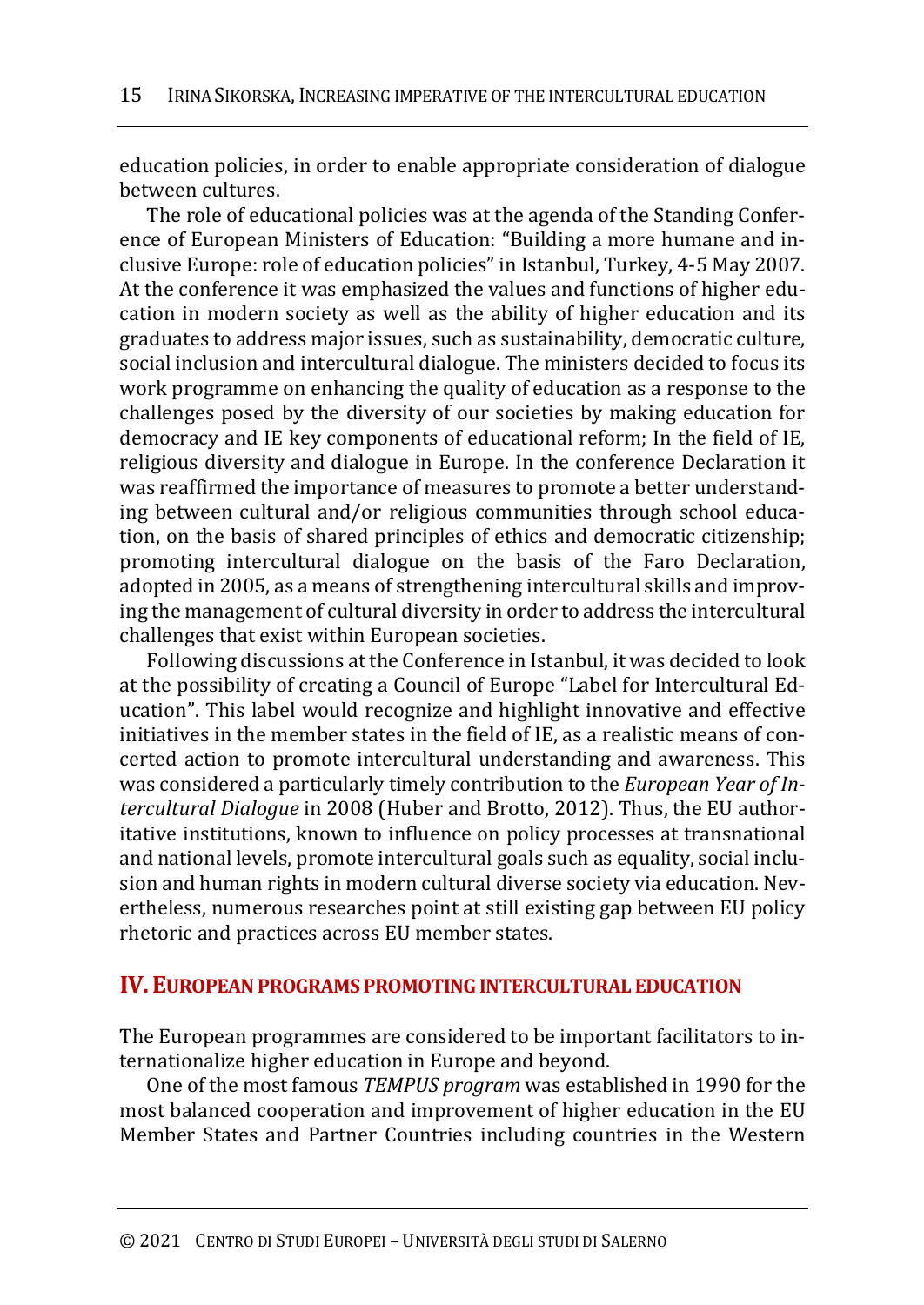education policies, in order to enable appropriate consideration of dialogue between cultures.

The role of educational policies was at the agenda of the Standing Conference of European Ministers of Education: "Building a more humane and inclusive Europe: role of education policies" in Istanbul, Turkey, 4-5 May 2007. At the conference it was emphasized the values and functions of higher education in modern society as well as the ability of higher education and its graduates to address major issues, such as sustainability, democratic culture, social inclusion and intercultural dialogue. The ministers decided to focus its work programme on enhancing the quality of education as a response to the challenges posed by the diversity of our societies by making education for democracy and IE key components of educational reform; In the field of IE, religious diversity and dialogue in Europe. In the conference Declaration it was reaffirmed the importance of measures to promote a better understanding between cultural and/or religious communities through school education, on the basis of shared principles of ethics and democratic citizenship; promoting intercultural dialogue on the basis of the Faro Declaration, adopted in 2005, as a means of strengthening intercultural skills and improving the management of cultural diversity in order to address the intercultural challenges that exist within European societies.

Following discussions at the Conference in Istanbul, it was decided to look at the possibility of creating a Council of Europe "Label for Intercultural Education". This label would recognize and highlight innovative and effective initiatives in the member states in the field of IE, as a realistic means of concerted action to promote intercultural understanding and awareness. This was considered a particularly timely contribution to the *European Year of Intercultural Dialogue* in 2008 (Huber and Brotto, 2012). Thus, the EU authoritative institutions, known to influence on policy processes at transnational and national levels, promote intercultural goals such as equality, social inclusion and human rights in modern cultural diverse society via education. Nevertheless, numerous researches point at still existing gap between EU policy rhetoric and practices across EU member states.

## IV. EUROPEAN PROGRAMS PROMOTING INTERCULTURAL EDUCATION

The European programmes are considered to be important facilitators to internationalize higher education in Europe and beyond.

One of the most famous *TEMPUS program* was established in 1990 for the most balanced cooperation and improvement of higher education in the EU Member States and Partner Countries including countries in the Western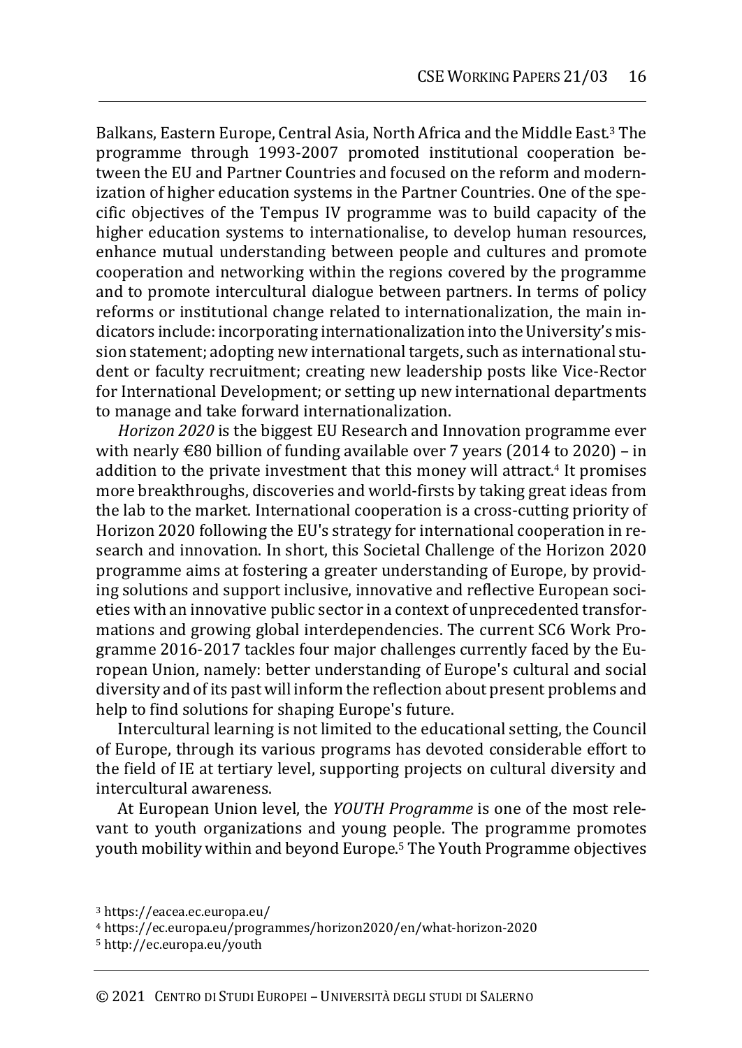Balkans, Eastern Europe, Central Asia, North Africa and the Middle East.[3] The programme through 1993-2007 promoted institutional cooperation between the EU and Partner Countries and focused on the reform and modernization of higher education systems in the Partner Countries. One of the specific objectives of the Tempus IV programme was to build capacity of the higher education systems to internationalise, to develop human resources, enhance mutual understanding between people and cultures and promote cooperation and networking within the regions covered by the programme and to promote intercultural dialogue between partners. In terms of policy reforms or institutional change related to internationalization, the main indicators include: incorporating internationalization into the University's mission statement; adopting new international targets, such as international student or faculty recruitment; creating new leadership posts like Vice-Rector for International Development; or setting up new international departments to manage and take forward internationalization.

*Horizon 2020* is the biggest EU Research and Innovation programme ever with nearly €80 billion of funding available over 7 years (2014 to 2020) – in addition to the private investment that this money will attract.[4] It promises more breakthroughs, discoveries and world-firsts by taking great ideas from the lab to the market. International cooperation is a cross-cutting priority of Horizon 2020 following the EU's strategy for international cooperation in research and innovation. In short, this Societal Challenge of the Horizon 2020 programme aims at fostering a greater understanding of Europe, by providing solutions and support inclusive, innovative and reflective European societies with an innovative public sector in a context of unprecedented transformations and growing global interdependencies. The current SC6 Work Programme 2016-2017 tackles four major challenges currently faced by the European Union, namely: better understanding of Europe's cultural and social diversity and of its past will inform the reflection about present problems and help to find solutions for shaping Europe's future.

Intercultural learning is not limited to the educational setting, the Council of Europe, through its various programs has devoted considerable effort to the field of IE at tertiary level, supporting projects on cultural diversity and intercultural awareness.

At European Union level, the *YOUTH Programme* is one of the most relevant to youth organizations and young people. The programme promotes youth mobility within and beyond Europe.[5] The Youth Programme objectives

[3] https://eacea.ec.europa.eu/

[4] https://ec.europa.eu/programmes/horizon2020/en/what-horizon-2020

[5] http://ec.europa.eu/youth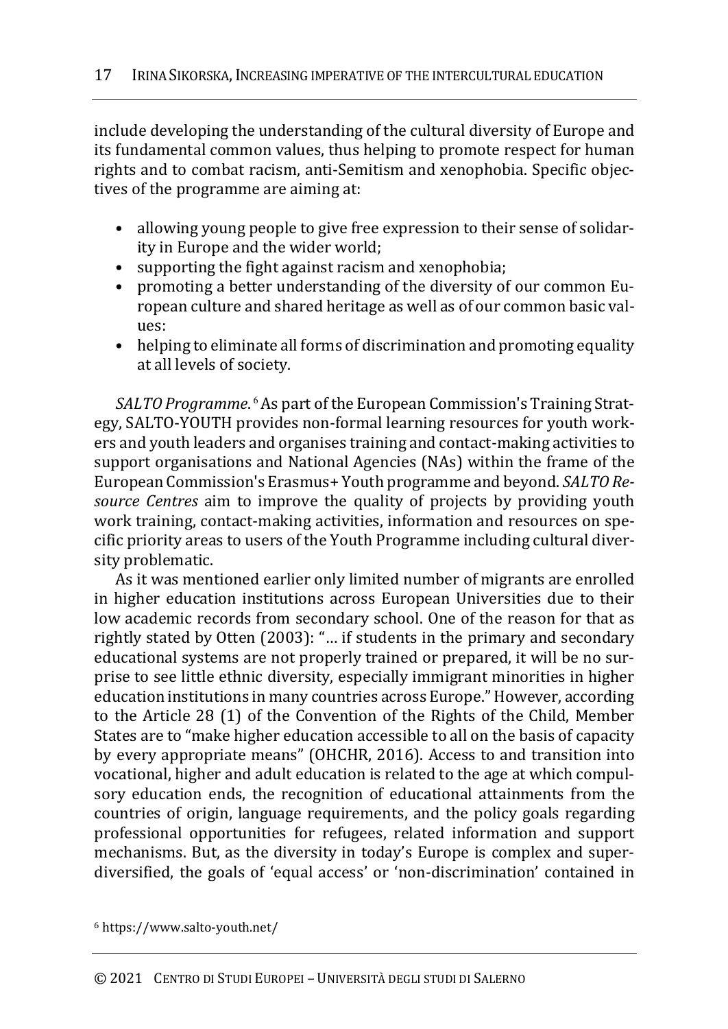include developing the understanding of the cultural diversity of Europe and its fundamental common values, thus helping to promote respect for human rights and to combat racism, anti-Semitism and xenophobia. Specific objectives of the programme are aiming at:

- allowing young people to give free expression to their sense of solidarity in Europe and the wider world;
- supporting the fight against racism and xenophobia;
- promoting a better understanding of the diversity of our common European culture and shared heritage as well as of our common basic values:
- helping to eliminate all forms of discrimination and promoting equality at all levels of society.

*SALTO Programme.*[6] As part of the European Commission's Training Strategy, SALTO-YOUTH provides non-formal learning resources for youth workers and youth leaders and organises training and contact-making activities to support organisations and National Agencies (NAs) within the frame of the European Commission's Erasmus+ Youth programme and beyond. *SALTO Resource Centres* aim to improve the quality of projects by providing youth work training, contact-making activities, information and resources on specific priority areas to users of the Youth Programme including cultural diversity problematic.

As it was mentioned earlier only limited number of migrants are enrolled in higher education institutions across European Universities due to their low academic records from secondary school. One of the reason for that as rightly stated by Otten (2003): "… if students in the primary and secondary educational systems are not properly trained or prepared, it will be no surprise to see little ethnic diversity, especially immigrant minorities in higher education institutions in many countries across Europe." However, according to the Article 28 (1) of the Convention of the Rights of the Child, Member States are to "make higher education accessible to all on the basis of capacity by every appropriate means" (OHCHR, 2016). Access to and transition into vocational, higher and adult education is related to the age at which compulsory education ends, the recognition of educational attainments from the countries of origin, language requirements, and the policy goals regarding professional opportunities for refugees, related information and support mechanisms. But, as the diversity in today's Europe is complex and super-diversified, the goals of 'equal access' or 'non-discrimination' contained in

[6] https://www.salto-youth.net/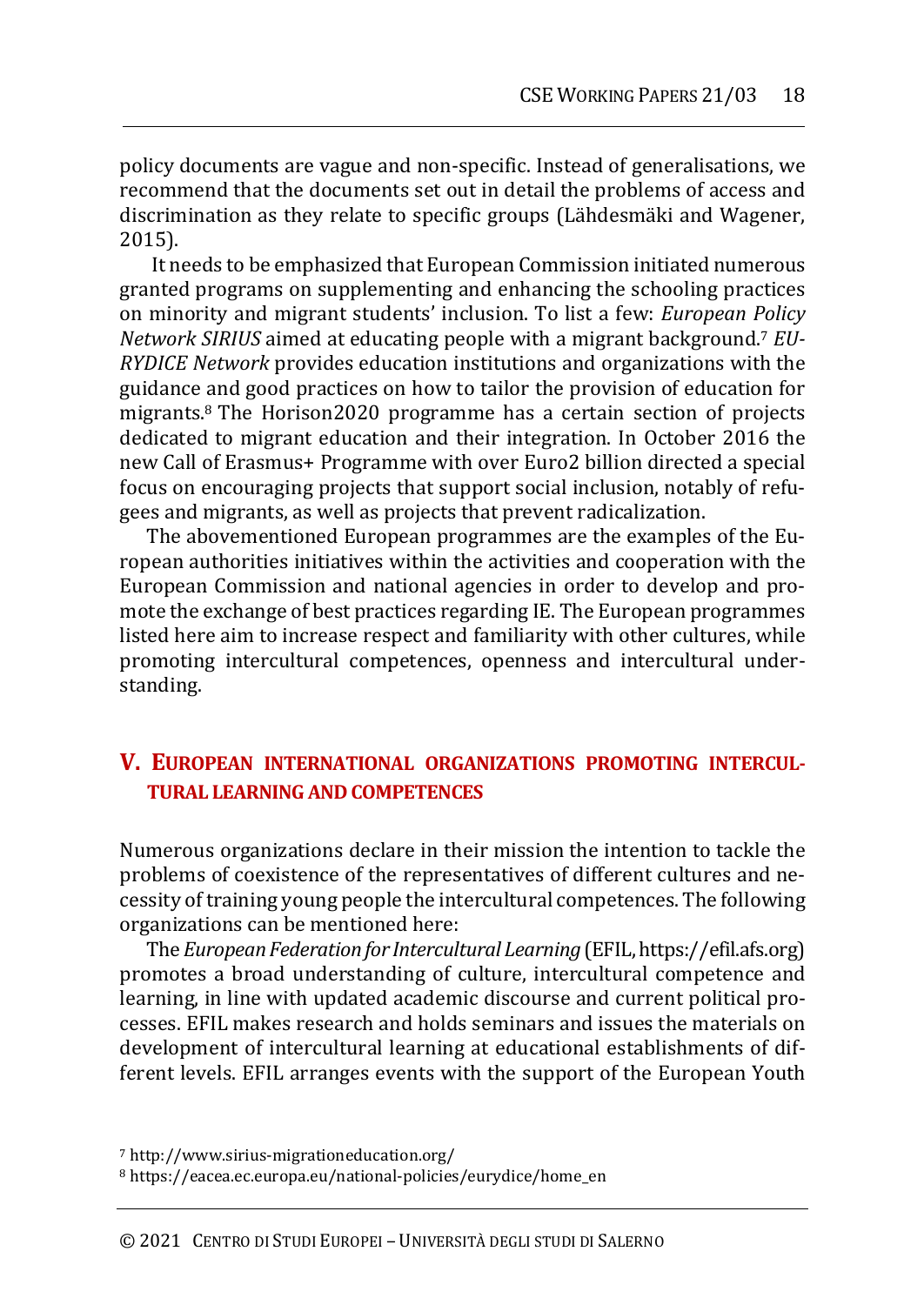policy documents are vague and non-specific. Instead of generalisations, we recommend that the documents set out in detail the problems of access and discrimination as they relate to specific groups (Lähdesmäki and Wagener, 2015).

It needs to be emphasized that European Commission initiated numerous granted programs on supplementing and enhancing the schooling practices on minority and migrant students' inclusion. To list a few: *European Policy Network SIRIUS* aimed at educating people with a migrant background.[7] *EURYDICE Network* provides education institutions and organizations with the guidance and good practices on how to tailor the provision of education for migrants.[8] The Horison2020 programme has a certain section of projects dedicated to migrant education and their integration. In October 2016 the new Call of Erasmus+ Programme with over Euro2 billion directed a special focus on encouraging projects that support social inclusion, notably of refugees and migrants, as well as projects that prevent radicalization.

The abovementioned European programmes are the examples of the European authorities initiatives within the activities and cooperation with the European Commission and national agencies in order to develop and promote the exchange of best practices regarding IE. The European programmes listed here aim to increase respect and familiarity with other cultures, while promoting intercultural competences, openness and intercultural understanding.

## V. European international organizations promoting intercultural learning and competences

Numerous organizations declare in their mission the intention to tackle the problems of coexistence of the representatives of different cultures and necessity of training young people the intercultural competences. The following organizations can be mentioned here:

The *European Federation for Intercultural Learning* (EFIL, https://efil.afs.org) promotes a broad understanding of culture, intercultural competence and learning, in line with updated academic discourse and current political processes. EFIL makes research and holds seminars and issues the materials on development of intercultural learning at educational establishments of different levels. EFIL arranges events with the support of the European Youth

[7] http://www.sirius-migrationeducation.org/

[8] https://eacea.ec.europa.eu/national-policies/eurydice/home_en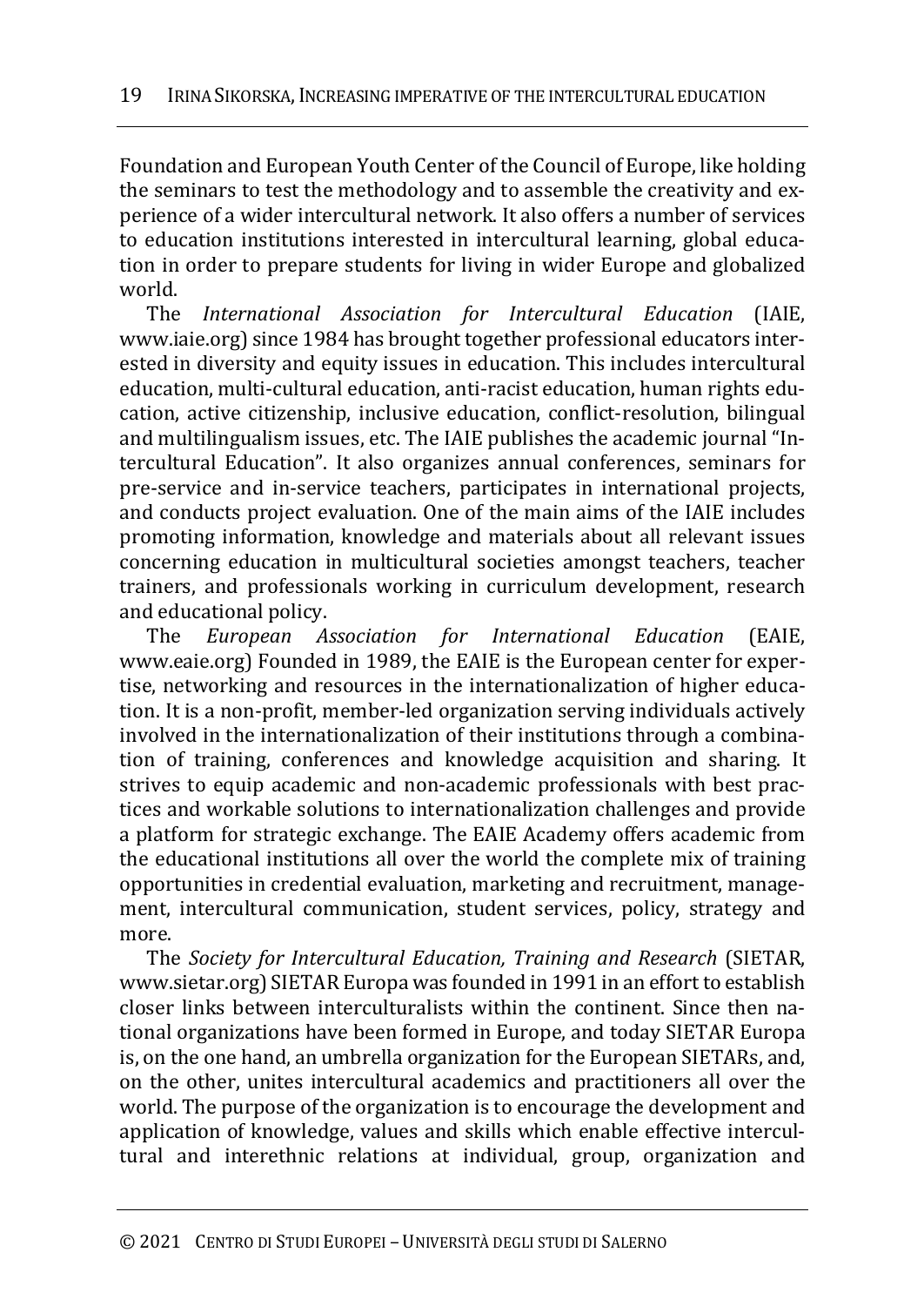Foundation and European Youth Center of the Council of Europe, like holding the seminars to test the methodology and to assemble the creativity and experience of a wider intercultural network. It also offers a number of services to education institutions interested in intercultural learning, global education in order to prepare students for living in wider Europe and globalized world.

The *International Association for Intercultural Education* (IAIE, www.iaie.org) since 1984 has brought together professional educators interested in diversity and equity issues in education. This includes intercultural education, multi-cultural education, anti-racist education, human rights education, active citizenship, inclusive education, conflict-resolution, bilingual and multilingualism issues, etc. The IAIE publishes the academic journal "Intercultural Education". It also organizes annual conferences, seminars for pre-service and in-service teachers, participates in international projects, and conducts project evaluation. One of the main aims of the IAIE includes promoting information, knowledge and materials about all relevant issues concerning education in multicultural societies amongst teachers, teacher trainers, and professionals working in curriculum development, research and educational policy.

The *European Association for International Education* (EAIE, www.eaie.org) Founded in 1989, the EAIE is the European center for expertise, networking and resources in the internationalization of higher education. It is a non-profit, member-led organization serving individuals actively involved in the internationalization of their institutions through a combination of training, conferences and knowledge acquisition and sharing. It strives to equip academic and non-academic professionals with best practices and workable solutions to internationalization challenges and provide a platform for strategic exchange. The EAIE Academy offers academic from the educational institutions all over the world the complete mix of training opportunities in credential evaluation, marketing and recruitment, management, intercultural communication, student services, policy, strategy and more.

The *Society for Intercultural Education, Training and Research* (SIETAR, www.sietar.org) SIETAR Europa was founded in 1991 in an effort to establish closer links between interculturalists within the continent. Since then national organizations have been formed in Europe, and today SIETAR Europa is, on the one hand, an umbrella organization for the European SIETARs, and, on the other, unites intercultural academics and practitioners all over the world. The purpose of the organization is to encourage the development and application of knowledge, values and skills which enable effective intercultural and interethnic relations at individual, group, organization and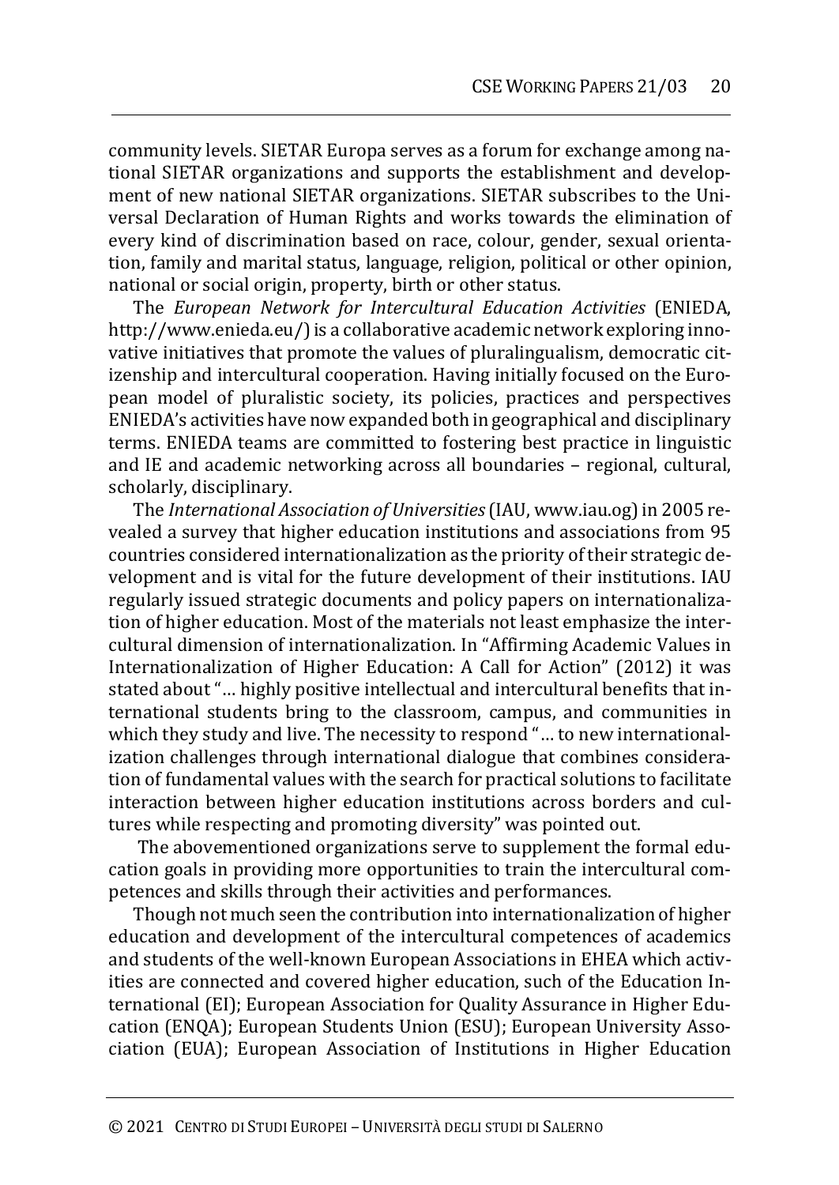community levels. SIETAR Europa serves as a forum for exchange among national SIETAR organizations and supports the establishment and development of new national SIETAR organizations. SIETAR subscribes to the Universal Declaration of Human Rights and works towards the elimination of every kind of discrimination based on race, colour, gender, sexual orientation, family and marital status, language, religion, political or other opinion, national or social origin, property, birth or other status.

The *European Network for Intercultural Education Activities* (ENIEDA, http://www.enieda.eu/) is a collaborative academic network exploring innovative initiatives that promote the values of pluralingualism, democratic citizenship and intercultural cooperation. Having initially focused on the European model of pluralistic society, its policies, practices and perspectives ENIEDA's activities have now expanded both in geographical and disciplinary terms. ENIEDA teams are committed to fostering best practice in linguistic and IE and academic networking across all boundaries – regional, cultural, scholarly, disciplinary.

The *International Association of Universities* (IAU, www.iau.og) in 2005 revealed a survey that higher education institutions and associations from 95 countries considered internationalization as the priority of their strategic development and is vital for the future development of their institutions. IAU regularly issued strategic documents and policy papers on internationalization of higher education. Most of the materials not least emphasize the intercultural dimension of internationalization. In "Affirming Academic Values in Internationalization of Higher Education: A Call for Action" (2012) it was stated about "… highly positive intellectual and intercultural benefits that international students bring to the classroom, campus, and communities in which they study and live. The necessity to respond "… to new internationalization challenges through international dialogue that combines consideration of fundamental values with the search for practical solutions to facilitate interaction between higher education institutions across borders and cultures while respecting and promoting diversity" was pointed out.

The abovementioned organizations serve to supplement the formal education goals in providing more opportunities to train the intercultural competences and skills through their activities and performances.

Though not much seen the contribution into internationalization of higher education and development of the intercultural competences of academics and students of the well-known European Associations in EHEA which activities are connected and covered higher education, such of the Education International (EI); European Association for Quality Assurance in Higher Education (ENQA); European Students Union (ESU); European University Association (EUA); European Association of Institutions in Higher Education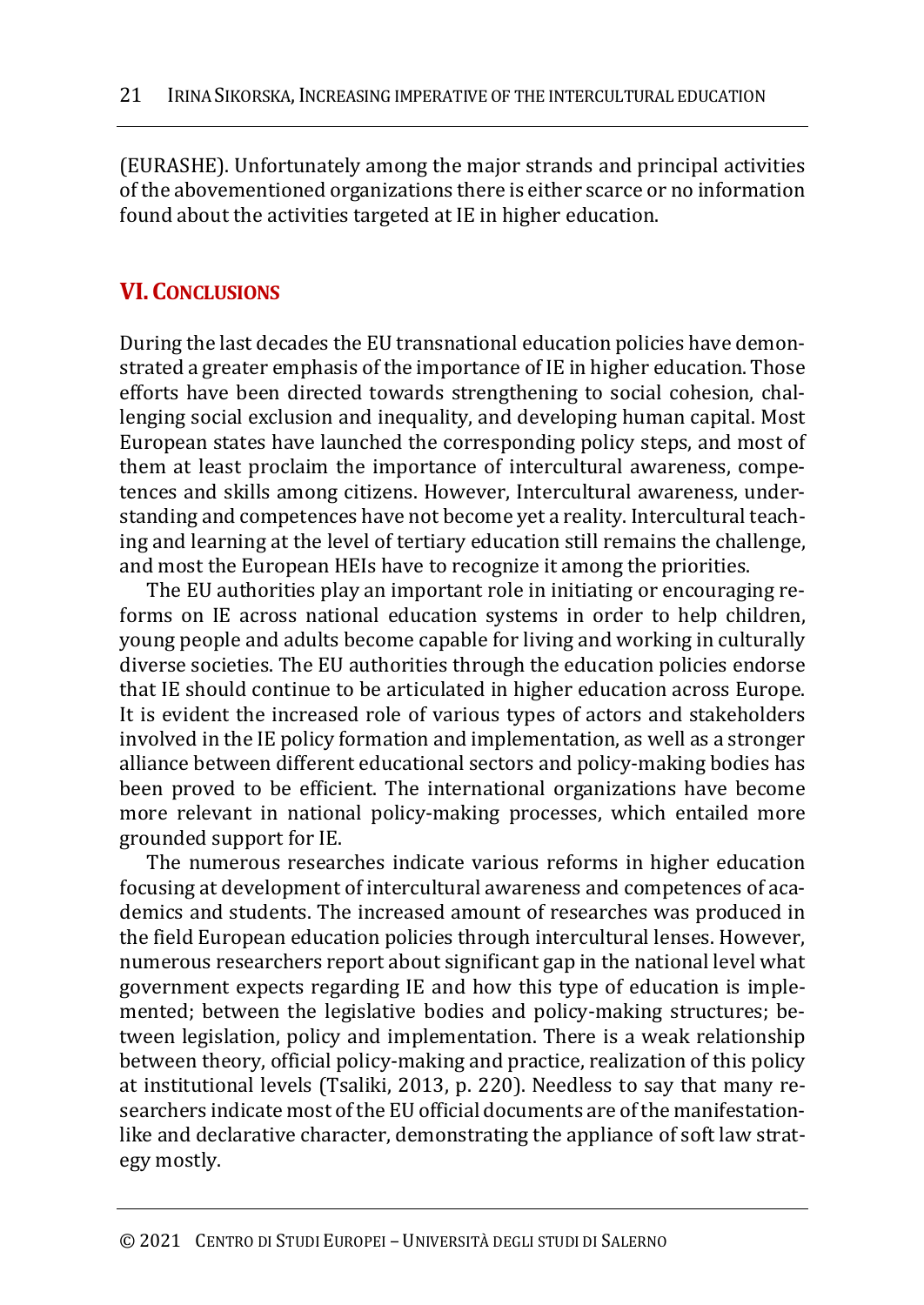(EURASHE). Unfortunately among the major strands and principal activities of the abovementioned organizations there is either scarce or no information found about the activities targeted at IE in higher education.

## VI. Conclusions

During the last decades the EU transnational education policies have demonstrated a greater emphasis of the importance of IE in higher education. Those efforts have been directed towards strengthening to social cohesion, challenging social exclusion and inequality, and developing human capital. Most European states have launched the corresponding policy steps, and most of them at least proclaim the importance of intercultural awareness, competences and skills among citizens. However, Intercultural awareness, understanding and competences have not become yet a reality. Intercultural teaching and learning at the level of tertiary education still remains the challenge, and most the European HEIs have to recognize it among the priorities.

The EU authorities play an important role in initiating or encouraging reforms on IE across national education systems in order to help children, young people and adults become capable for living and working in culturally diverse societies. The EU authorities through the education policies endorse that IE should continue to be articulated in higher education across Europe. It is evident the increased role of various types of actors and stakeholders involved in the IE policy formation and implementation, as well as a stronger alliance between different educational sectors and policy-making bodies has been proved to be efficient. The international organizations have become more relevant in national policy-making processes, which entailed more grounded support for IE.

The numerous researches indicate various reforms in higher education focusing at development of intercultural awareness and competences of academics and students. The increased amount of researches was produced in the field European education policies through intercultural lenses. However, numerous researchers report about significant gap in the national level what government expects regarding IE and how this type of education is implemented; between the legislative bodies and policy-making structures; between legislation, policy and implementation. There is a weak relationship between theory, official policy-making and practice, realization of this policy at institutional levels (Tsaliki, 2013, p. 220). Needless to say that many researchers indicate most of the EU official documents are of the manifestation-like and declarative character, demonstrating the appliance of soft law strategy mostly.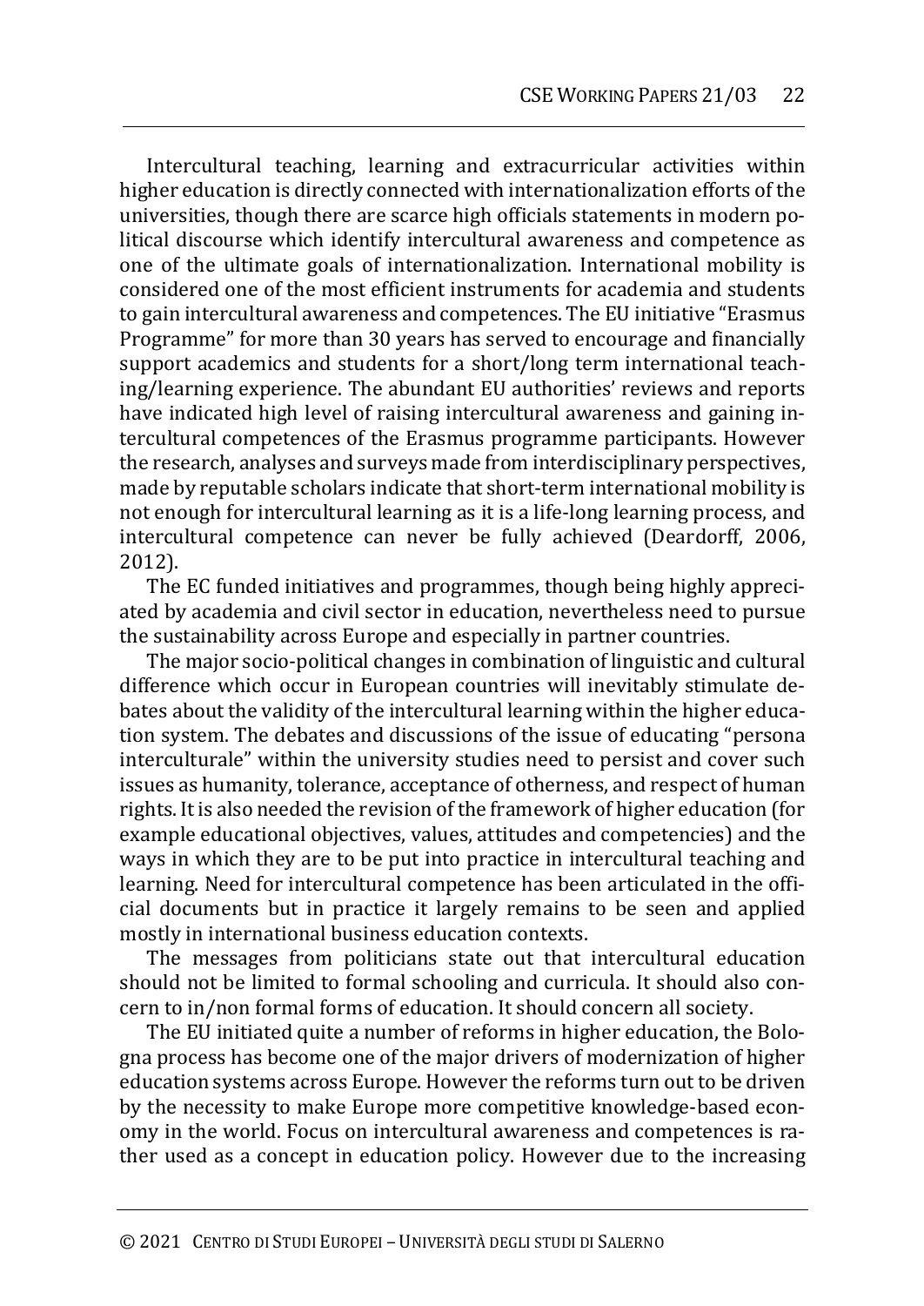Intercultural teaching, learning and extracurricular activities within higher education is directly connected with internationalization efforts of the universities, though there are scarce high officials statements in modern political discourse which identify intercultural awareness and competence as one of the ultimate goals of internationalization. International mobility is considered one of the most efficient instruments for academia and students to gain intercultural awareness and competences. The EU initiative "Erasmus Programme" for more than 30 years has served to encourage and financially support academics and students for a short/long term international teaching/learning experience. The abundant EU authorities' reviews and reports have indicated high level of raising intercultural awareness and gaining intercultural competences of the Erasmus programme participants. However the research, analyses and surveys made from interdisciplinary perspectives, made by reputable scholars indicate that short-term international mobility is not enough for intercultural learning as it is a life-long learning process, and intercultural competence can never be fully achieved (Deardorff, 2006, 2012).

The EC funded initiatives and programmes, though being highly appreciated by academia and civil sector in education, nevertheless need to pursue the sustainability across Europe and especially in partner countries.

The major socio-political changes in combination of linguistic and cultural difference which occur in European countries will inevitably stimulate debates about the validity of the intercultural learning within the higher education system. The debates and discussions of the issue of educating "persona interculturale" within the university studies need to persist and cover such issues as humanity, tolerance, acceptance of otherness, and respect of human rights. It is also needed the revision of the framework of higher education (for example educational objectives, values, attitudes and competencies) and the ways in which they are to be put into practice in intercultural teaching and learning. Need for intercultural competence has been articulated in the official documents but in practice it largely remains to be seen and applied mostly in international business education contexts.

The messages from politicians state out that intercultural education should not be limited to formal schooling and curricula. It should also concern to in/non formal forms of education. It should concern all society.

The EU initiated quite a number of reforms in higher education, the Bologna process has become one of the major drivers of modernization of higher education systems across Europe. However the reforms turn out to be driven by the necessity to make Europe more competitive knowledge-based economy in the world. Focus on intercultural awareness and competences is rather used as a concept in education policy. However due to the increasing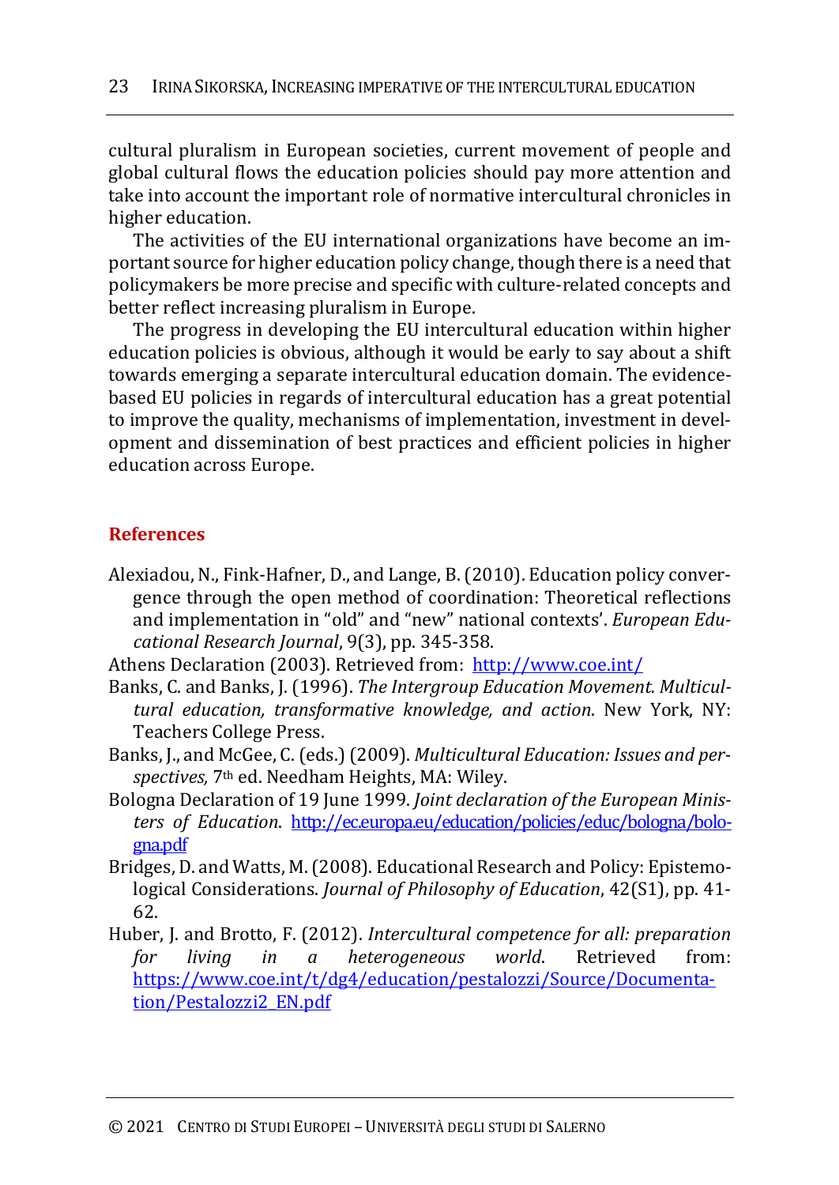cultural pluralism in European societies, current movement of people and global cultural flows the education policies should pay more attention and take into account the important role of normative intercultural chronicles in higher education.

The activities of the EU international organizations have become an important source for higher education policy change, though there is a need that policymakers be more precise and specific with culture-related concepts and better reflect increasing pluralism in Europe.

The progress in developing the EU intercultural education within higher education policies is obvious, although it would be early to say about a shift towards emerging a separate intercultural education domain. The evidence-based EU policies in regards of intercultural education has a great potential to improve the quality, mechanisms of implementation, investment in development and dissemination of best practices and efficient policies in higher education across Europe.

## References

Alexiadou, N., Fink-Hafner, D., and Lange, B. (2010). Education policy convergence through the open method of coordination: Theoretical reflections and implementation in "old" and "new" national contexts'. *European Educational Research Journal*, 9(3), pp. 345-358.

Athens Declaration (2003). Retrieved from: http://www.coe.int/

Banks, C. and Banks, J. (1996). *The Intergroup Education Movement. Multicultural education, transformative knowledge, and action*. New York, NY: Teachers College Press.

Banks, J., and McGee, C. (eds.) (2009). *Multicultural Education: Issues and perspectives,* 7th ed. Needham Heights, MA: Wiley.

Bologna Declaration of 19 June 1999. *Joint declaration of the European Ministers of Education*. http://ec.europa.eu/education/policies/educ/bologna/bologna.pdf

Bridges, D. and Watts, M. (2008). Educational Research and Policy: Epistemological Considerations. *Journal of Philosophy of Education*, 42(S1), pp. 41-62.

Huber, J. and Brotto, F. (2012). *Intercultural competence for all: preparation for living in a heterogeneous world*. Retrieved from: https://www.coe.int/t/dg4/education/pestalozzi/Source/Documentation/Pestalozzi2_EN.pdf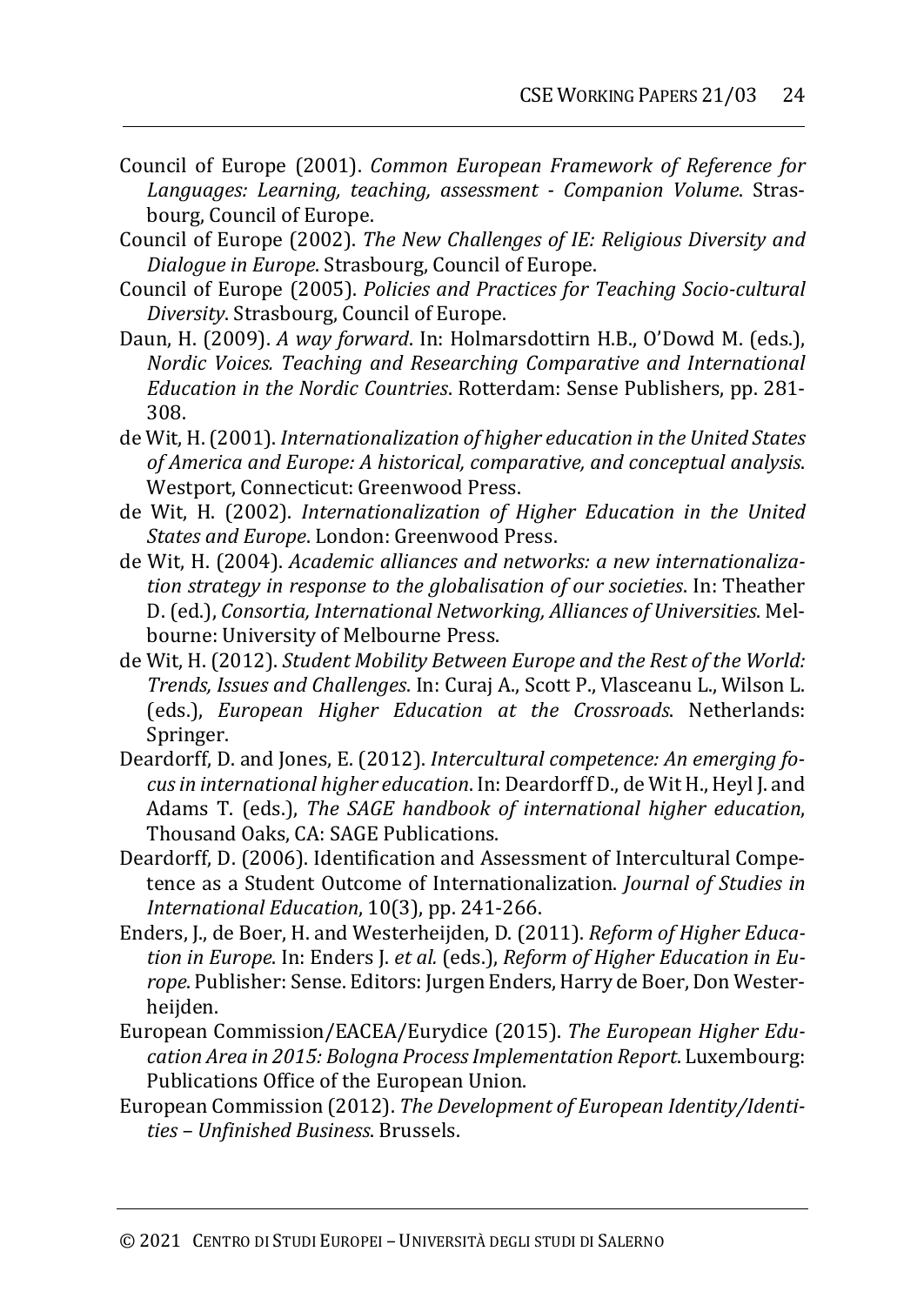Council of Europe (2001). *Common European Framework of Reference for Languages: Learning, teaching, assessment - Companion Volume*. Strasbourg, Council of Europe.

Council of Europe (2002). *The New Challenges of IE: Religious Diversity and Dialogue in Europe*. Strasbourg, Council of Europe.

Council of Europe (2005). *Policies and Practices for Teaching Socio-cultural Diversity*. Strasbourg, Council of Europe.

Daun, H. (2009). *A way forward*. In: Holmarsdottirn H.B., O'Dowd M. (eds.), *Nordic Voices. Teaching and Researching Comparative and International Education in the Nordic Countries*. Rotterdam: Sense Publishers, pp. 281-308.

de Wit, H. (2001). *Internationalization of higher education in the United States of America and Europe: A historical, comparative, and conceptual analysis*. Westport, Connecticut: Greenwood Press.

de Wit, H. (2002). *Internationalization of Higher Education in the United States and Europe*. London: Greenwood Press.

de Wit, H. (2004). *Academic alliances and networks: a new internationalization strategy in response to the globalisation of our societies*. In: Theather D. (ed.), *Consortia, International Networking, Alliances of Universities*. Melbourne: University of Melbourne Press.

de Wit, H. (2012). *Student Mobility Between Europe and the Rest of the World: Trends, Issues and Challenges*. In: Curaj A., Scott P., Vlasceanu L., Wilson L. (eds.), *European Higher Education at the Crossroads*. Netherlands: Springer.

Deardorff, D. and Jones, E. (2012). *Intercultural competence: An emerging focus in international higher education*. In: Deardorff D., de Wit H., Heyl J. and Adams T. (eds.), *The SAGE handbook of international higher education*, Thousand Oaks, CA: SAGE Publications.

Deardorff, D. (2006). Identification and Assessment of Intercultural Competence as a Student Outcome of Internationalization. *Journal of Studies in International Education*, 10(3), pp. 241-266.

Enders, J., de Boer, H. and Westerheijden, D. (2011). *Reform of Higher Education in Europe*. In: Enders J. *et al.* (eds.), *Reform of Higher Education in Europe*. Publisher: Sense. Editors: Jurgen Enders, Harry de Boer, Don Westerheijden.

European Commission/EACEA/Eurydice (2015). *The European Higher Education Area in 2015: Bologna Process Implementation Report*. Luxembourg: Publications Office of the European Union.

European Commission (2012). *The Development of European Identity/Identities – Unfinished Business*. Brussels.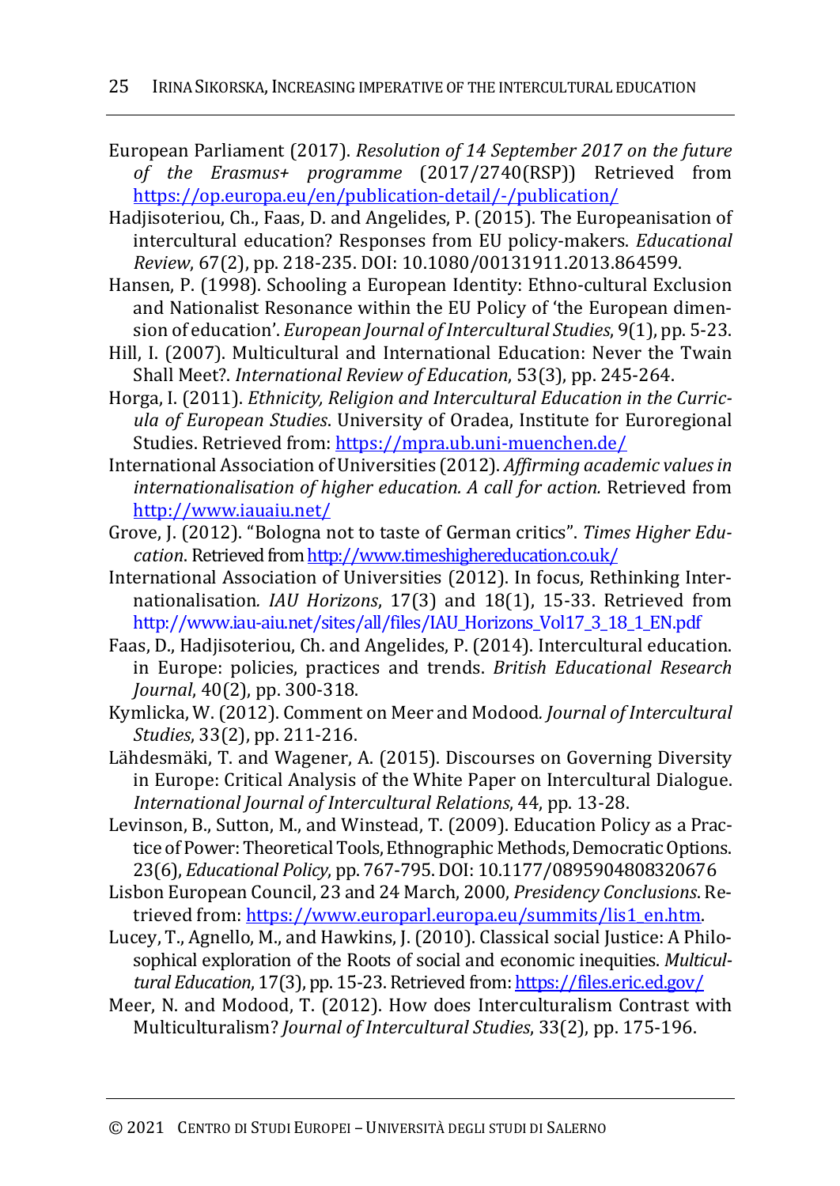European Parliament (2017). *Resolution of 14 September 2017 on the future of the Erasmus+ programme* (2017/2740(RSP)) Retrieved from https://op.europa.eu/en/publication-detail/-/publication/

Hadjisoteriou, Ch., Faas, D. and Angelides, P. (2015). The Europeanisation of intercultural education? Responses from EU policy-makers. *Educational Review*, 67(2), pp. 218-235. DOI: 10.1080/00131911.2013.864599.

Hansen, P. (1998). Schooling a European Identity: Ethno-cultural Exclusion and Nationalist Resonance within the EU Policy of 'the European dimension of education'. *European Journal of Intercultural Studies*, 9(1), pp. 5-23.

Hill, I. (2007). Multicultural and International Education: Never the Twain Shall Meet?. *International Review of Education*, 53(3), pp. 245-264.

Horga, I. (2011). *Ethnicity, Religion and Intercultural Education in the Curricula of European Studies*. University of Oradea, Institute for Euroregional Studies. Retrieved from: https://mpra.ub.uni-muenchen.de/

International Association of Universities (2012). *Affirming academic values in internationalisation of higher education. A call for action.* Retrieved from http://www.iauaiu.net/

Grove, J. (2012). "Bologna not to taste of German critics". *Times Higher Education*. Retrieved from http://www.timeshighereducation.co.uk/

International Association of Universities (2012). In focus, Rethinking Internationalisation. *IAU Horizons*, 17(3) and 18(1), 15-33. Retrieved from http://www.iau-aiu.net/sites/all/files/IAU_Horizons_Vol17_3_18_1_EN.pdf

Faas, D., Hadjisoteriou, Ch. and Angelides, P. (2014). Intercultural education. in Europe: policies, practices and trends. *British Educational Research Journal*, 40(2), pp. 300-318.

Kymlicka, W. (2012). Comment on Meer and Modood. *Journal of Intercultural Studies*, 33(2), pp. 211-216.

Lähdesmäki, T. and Wagener, A. (2015). Discourses on Governing Diversity in Europe: Critical Analysis of the White Paper on Intercultural Dialogue. *International Journal of Intercultural Relations*, 44, pp. 13-28.

Levinson, B., Sutton, M., and Winstead, T. (2009). Education Policy as a Practice of Power: Theoretical Tools, Ethnographic Methods, Democratic Options. 23(6), *Educational Policy*, pp. 767-795. DOI: 10.1177/0895904808320676

Lisbon European Council, 23 and 24 March, 2000, *Presidency Conclusions*. Retrieved from: https://www.europarl.europa.eu/summits/lis1_en.htm.

Lucey, T., Agnello, M., and Hawkins, J. (2010). Classical social Justice: A Philosophical exploration of the Roots of social and economic inequities. *Multicultural Education*, 17(3), pp. 15-23. Retrieved from: https://files.eric.ed.gov/

Meer, N. and Modood, T. (2012). How does Interculturalism Contrast with Multiculturalism? *Journal of Intercultural Studies*, 33(2), pp. 175-196.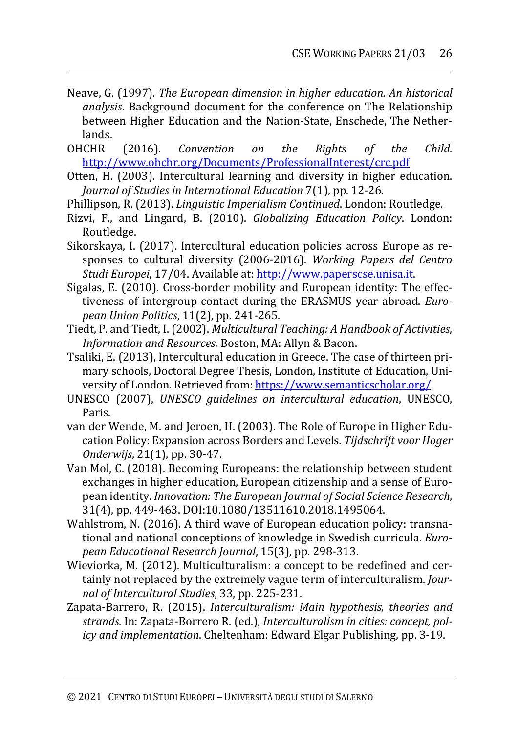Neave, G. (1997). *The European dimension in higher education. An historical analysis*. Background document for the conference on The Relationship between Higher Education and the Nation-State, Enschede, The Netherlands.

OHCHR (2016). *Convention on the Rights of the Child*. http://www.ohchr.org/Documents/ProfessionalInterest/crc.pdf

Otten, H. (2003). Intercultural learning and diversity in higher education. *Journal of Studies in International Education* 7(1), pp. 12-26.

Phillipson, R. (2013). *Linguistic Imperialism Continued*. London: Routledge.

Rizvi, F., and Lingard, B. (2010). *Globalizing Education Policy*. London: Routledge.

Sikorskaya, I. (2017). Intercultural education policies across Europe as responses to cultural diversity (2006-2016). *Working Papers del Centro Studi Europei*, 17/04. Available at: http://www.paperscse.unisa.it.

Sigalas, E. (2010). Cross-border mobility and European identity: The effectiveness of intergroup contact during the ERASMUS year abroad. *European Union Politics*, 11(2), pp. 241-265.

Tiedt, P. and Tiedt, I. (2002). *Multicultural Teaching: A Handbook of Activities, Information and Resources.* Boston, MA: Allyn & Bacon.

Tsaliki, E. (2013), Intercultural education in Greece. The case of thirteen primary schools, Doctoral Degree Thesis, London, Institute of Education, University of London. Retrieved from: https://www.semanticscholar.org/

UNESCO (2007), *UNESCO guidelines on intercultural education*, UNESCO, Paris.

van der Wende, M. and Jeroen, H. (2003). The Role of Europe in Higher Education Policy: Expansion across Borders and Levels*. Tijdschrift voor Hoger Onderwijs*, 21(1), pp. 30-47.

Van Mol, C. (2018). Becoming Europeans: the relationship between student exchanges in higher education, European citizenship and a sense of European identity. *Innovation: The European Journal of Social Science Research*, 31(4), pp. 449-463. DOI:10.1080/13511610.2018.1495064.

Wahlstrom, N. (2016). A third wave of European education policy: transnational and national conceptions of knowledge in Swedish curricula. *European Educational Research Journal*, 15(3), pp. 298-313.

Wieviorka, M. (2012). Multiculturalism: a concept to be redefined and certainly not replaced by the extremely vague term of interculturalism. *Journal of Intercultural Studies*, 33, pp. 225-231.

Zapata-Barrero, R. (2015). *Interculturalism: Main hypothesis, theories and strands.* In: Zapata-Borrero R. (ed.), *Interculturalism in cities: concept, policy and implementation*. Cheltenham: Edward Elgar Publishing, pp. 3-19.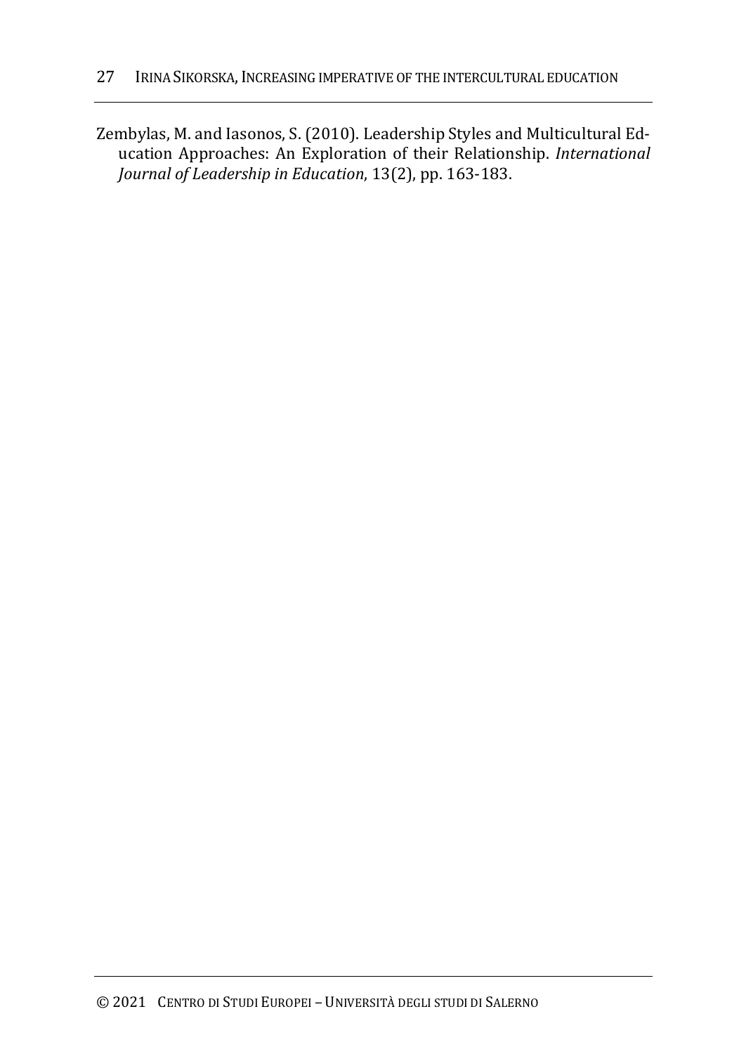Zembylas, M. and Iasonos, S. (2010). Leadership Styles and Multicultural Education Approaches: An Exploration of their Relationship. *International Journal of Leadership in Education*, 13(2), pp. 163-183.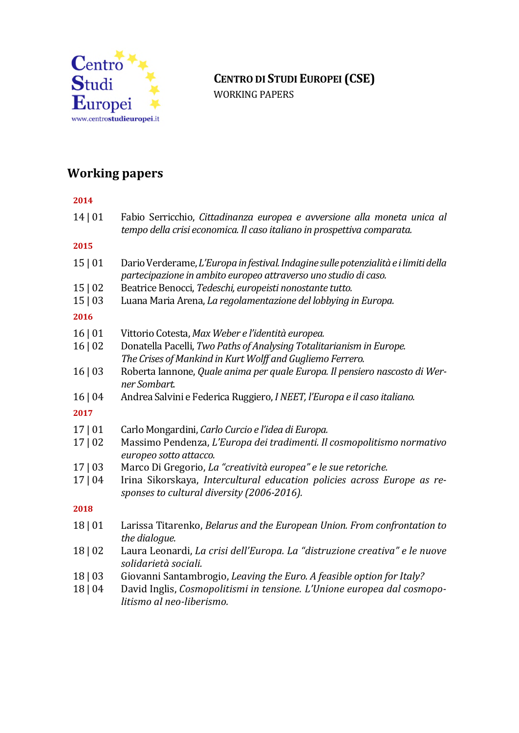**Centro di Studi Europei (CSE)**
WORKING PAPERS

## Working papers

**2014**

14 | 01 Fabio Serricchio, *Cittadinanza europea e avversione alla moneta unica al tempo della crisi economica. Il caso italiano in prospettiva comparata.*

**2015**

15 | 01 Dario Verderame, *L'Europa in festival. Indagine sulle potenzialità e i limiti della partecipazione in ambito europeo attraverso uno studio di caso.*

15 | 02 Beatrice Benocci, *Tedeschi, europeisti nonostante tutto.*

15 | 03 Luana Maria Arena, *La regolamentazione del lobbying in Europa.*

**2016**

16 | 01 Vittorio Cotesta, *Max Weber e l'identità europea.*

16 | 02 Donatella Pacelli, *Two Paths of Analysing Totalitarianism in Europe. The Crises of Mankind in Kurt Wolff and Gugliemo Ferrero.*

16 | 03 Roberta Iannone, *Quale anima per quale Europa. Il pensiero nascosto di Werner Sombart.*

16 | 04 Andrea Salvini e Federica Ruggiero, *I NEET, l'Europa e il caso italiano.*

**2017**

17 | 01 Carlo Mongardini, *Carlo Curcio e l'idea di Europa.*

17 | 02 Massimo Pendenza, *L'Europa dei tradimenti. Il cosmopolitismo normativo europeo sotto attacco.*

17 | 03 Marco Di Gregorio, *La "creatività europea" e le sue retoriche.*

17 | 04 Irina Sikorskaya, *Intercultural education policies across Europe as responses to cultural diversity (2006-2016).*

**2018**

18 | 01 Larissa Titarenko, *Belarus and the European Union. From confrontation to the dialogue.*

18 | 02 Laura Leonardi, *La crisi dell'Europa. La "distruzione creativa" e le nuove solidarietà sociali.*

18 | 03 Giovanni Santambrogio, *Leaving the Euro. A feasible option for Italy?*

18 | 04 David Inglis, *Cosmopolitismi in tensione. L'Unione europea dal cosmopolitismo al neo-liberismo.*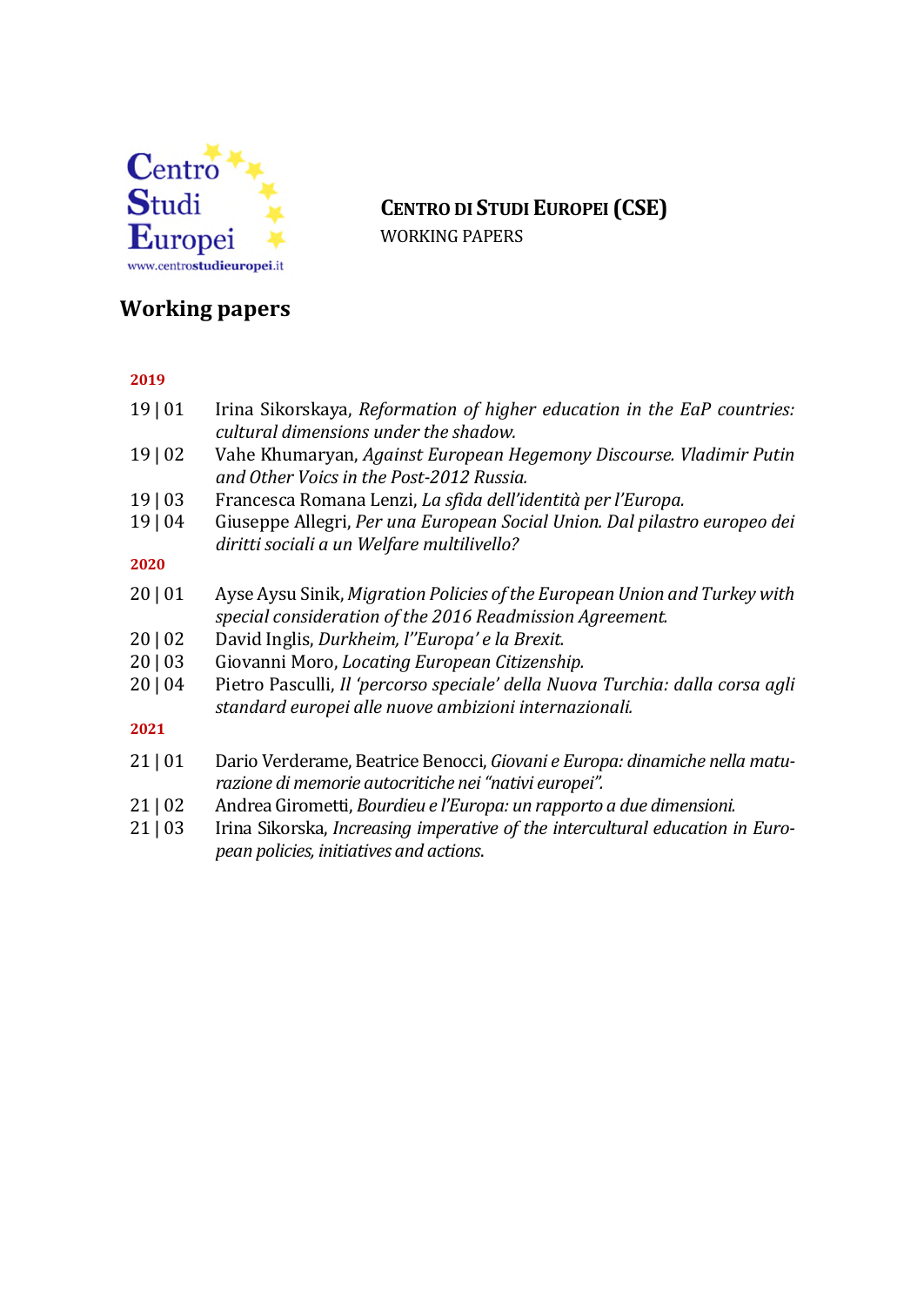Centro Studi Europei
www.centrostudieuropei.it

**CENTRO DI STUDI EUROPEI (CSE)**
WORKING PAPERS

# Working papers

**2019**

19 | 01 Irina Sikorskaya, *Reformation of higher education in the EaP countries: cultural dimensions under the shadow.*

19 | 02 Vahe Khumaryan, *Against European Hegemony Discourse. Vladimir Putin and Other Voics in the Post-2012 Russia.*

19 | 03 Francesca Romana Lenzi, *La sfida dell'identità per l'Europa.*

19 | 04 Giuseppe Allegri, *Per una European Social Union. Dal pilastro europeo dei diritti sociali a un Welfare multilivello?*

**2020**

20 | 01 Ayse Aysu Sinik, *Migration Policies of the European Union and Turkey with special consideration of the 2016 Readmission Agreement.*

20 | 02 David Inglis, *Durkheim, l''Europa' e la Brexit.*

20 | 03 Giovanni Moro, *Locating European Citizenship.*

20 | 04 Pietro Pasculli, *Il 'percorso speciale' della Nuova Turchia: dalla corsa agli standard europei alle nuove ambizioni internazionali.*

**2021**

21 | 01 Dario Verderame, Beatrice Benocci, *Giovani e Europa: dinamiche nella maturazione di memorie autocritiche nei "nativi europei".*

21 | 02 Andrea Girometti, *Bourdieu e l'Europa: un rapporto a due dimensioni.*

21 | 03 Irina Sikorska, *Increasing imperative of the intercultural education in European policies, initiatives and actions*.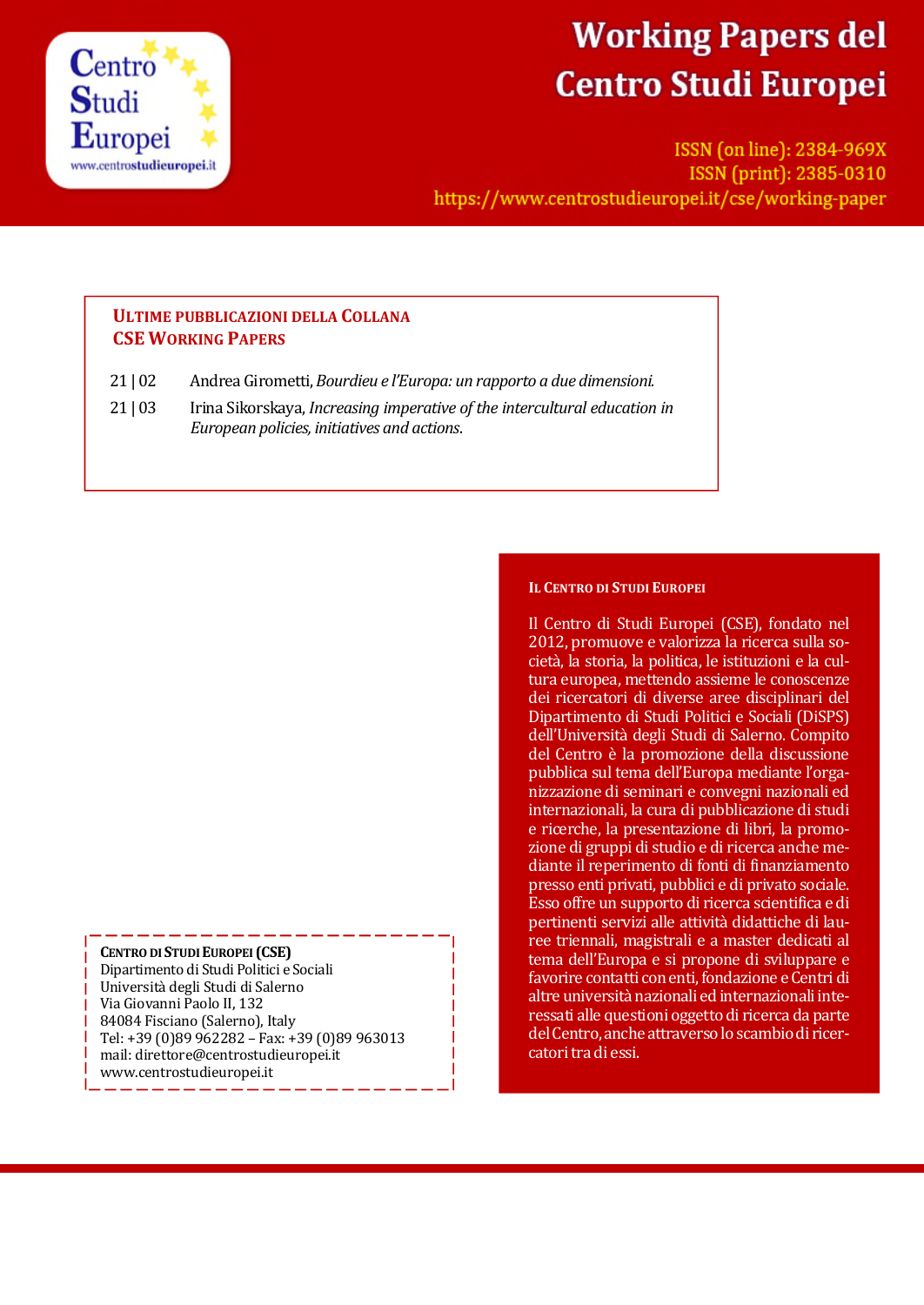# Working Papers del Centro Studi Europei

ISSN (on line): 2384-969X
ISSN (print): 2385-0310
https://www.centrostudieuropei.it/cse/working-paper

## Ultime pubblicazioni della Collana CSE Working Papers

21 | 02 Andrea Girometti, *Bourdieu e l'Europa: un rapporto a due dimensioni.*

21 | 03 Irina Sikorskaya, *Increasing imperative of the intercultural education in European policies, initiatives and actions.*

### Il Centro di Studi Europei

Il Centro di Studi Europei (CSE), fondato nel 2012, promuove e valorizza la ricerca sulla società, la storia, la politica, le istituzioni e la cultura europea, mettendo assieme le conoscenze dei ricercatori di diverse aree disciplinari del Dipartimento di Studi Politici e Sociali (DiSPS) dell'Università degli Studi di Salerno. Compito del Centro è la promozione della discussione pubblica sul tema dell'Europa mediante l'organizzazione di seminari e convegni nazionali ed internazionali, la cura di pubblicazione di studi e ricerche, la presentazione di libri, la promozione di gruppi di studio e di ricerca anche mediante il reperimento di fonti di finanziamento presso enti privati, pubblici e di privato sociale. Esso offre un supporto di ricerca scientifica e di pertinenti servizi alle attività didattiche di lauree triennali, magistrali e a master dedicati al tema dell'Europa e si propone di sviluppare e favorire contatti con enti, fondazione e Centri di altre università nazionali ed internazionali interessati alle questioni oggetto di ricerca da parte del Centro, anche attraverso lo scambio di ricercatori tra di essi.

**Centro di Studi Europei (CSE)**
Dipartimento di Studi Politici e Sociali
Università degli Studi di Salerno
Via Giovanni Paolo II, 132
84084 Fisciano (Salerno), Italy
Tel: +39 (0)89 962282 – Fax: +39 (0)89 963013
mail: direttore@centrostudieuropei.it
www.centrostudieuropei.it